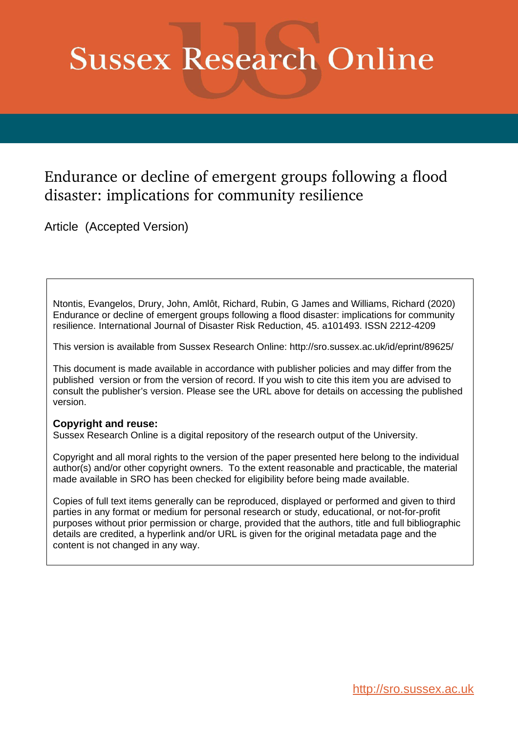# Sussex Research Online

## Endurance or decline of emergent groups following a flood disaster: implications for community resilience

Article (Accepted Version)

Ntontis, Evangelos, Drury, John, Amlôt, Richard, Rubin, G James and Williams, Richard (2020) Endurance or decline of emergent groups following a flood disaster: implications for community resilience. International Journal of Disaster Risk Reduction, 45. a101493. ISSN 2212-4209

This version is available from Sussex Research Online: http://sro.sussex.ac.uk/id/eprint/89625/

This document is made available in accordance with publisher policies and may differ from the published version or from the version of record. If you wish to cite this item you are advised to consult the publisher's version. Please see the URL above for details on accessing the published version.

**Copyright and reuse:**
Sussex Research Online is a digital repository of the research output of the University.

Copyright and all moral rights to the version of the paper presented here belong to the individual author(s) and/or other copyright owners. To the extent reasonable and practicable, the material made available in SRO has been checked for eligibility before being made available.

Copies of full text items generally can be reproduced, displayed or performed and given to third parties in any format or medium for personal research or study, educational, or not-for-profit purposes without prior permission or charge, provided that the authors, title and full bibliographic details are credited, a hyperlink and/or URL is given for the original metadata page and the content is not changed in any way.

http://sro.sussex.ac.uk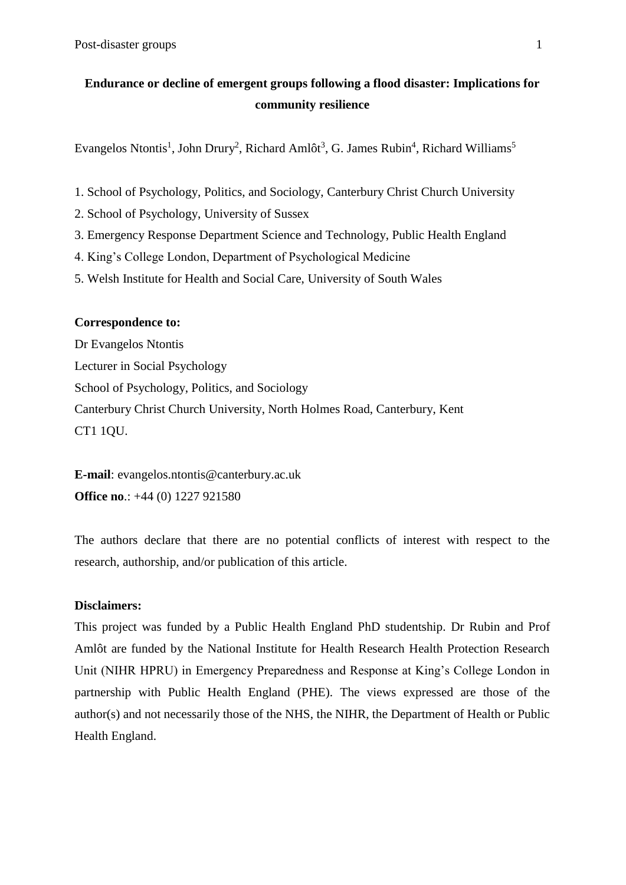**Endurance or decline of emergent groups following a flood disaster: Implications for community resilience**

Evangelos Ntontis[1], John Drury[2], Richard Amlôt[3], G. James Rubin[4], Richard Williams[5]

1. School of Psychology, Politics, and Sociology, Canterbury Christ Church University
2. School of Psychology, University of Sussex
3. Emergency Response Department Science and Technology, Public Health England
4. King's College London, Department of Psychological Medicine
5. Welsh Institute for Health and Social Care, University of South Wales

**Correspondence to:**

Dr Evangelos Ntontis

Lecturer in Social Psychology

School of Psychology, Politics, and Sociology

Canterbury Christ Church University, North Holmes Road, Canterbury, Kent

CT1 1QU.

**E-mail**: evangelos.ntontis@canterbury.ac.uk

**Office no**.: +44 (0) 1227 921580

The authors declare that there are no potential conflicts of interest with respect to the research, authorship, and/or publication of this article.

**Disclaimers:**

This project was funded by a Public Health England PhD studentship. Dr Rubin and Prof Amlôt are funded by the National Institute for Health Research Health Protection Research Unit (NIHR HPRU) in Emergency Preparedness and Response at King's College London in partnership with Public Health England (PHE). The views expressed are those of the author(s) and not necessarily those of the NHS, the NIHR, the Department of Health or Public Health England.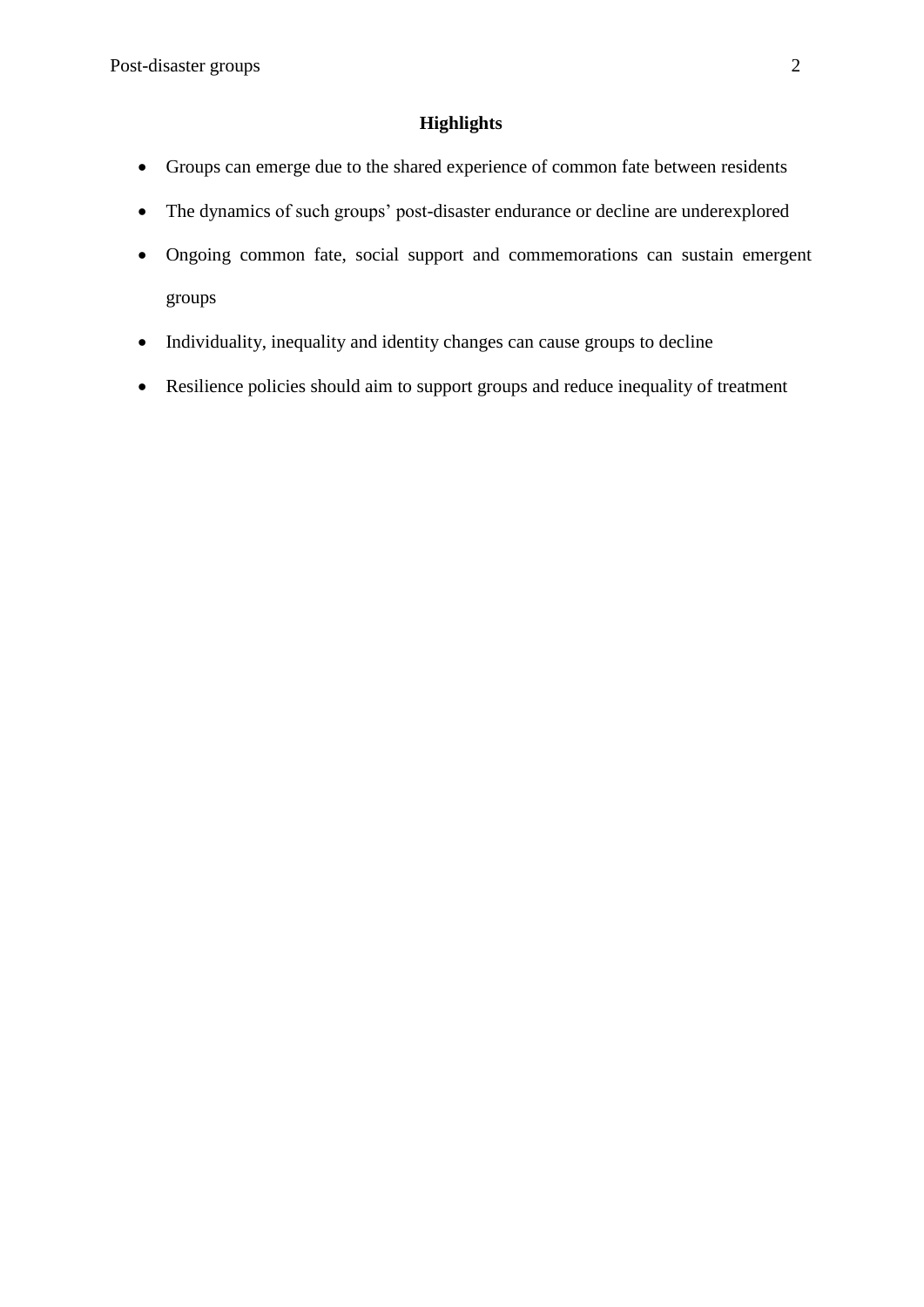## Highlights

- Groups can emerge due to the shared experience of common fate between residents
- The dynamics of such groups' post-disaster endurance or decline are underexplored
- Ongoing common fate, social support and commemorations can sustain emergent groups
- Individuality, inequality and identity changes can cause groups to decline
- Resilience policies should aim to support groups and reduce inequality of treatment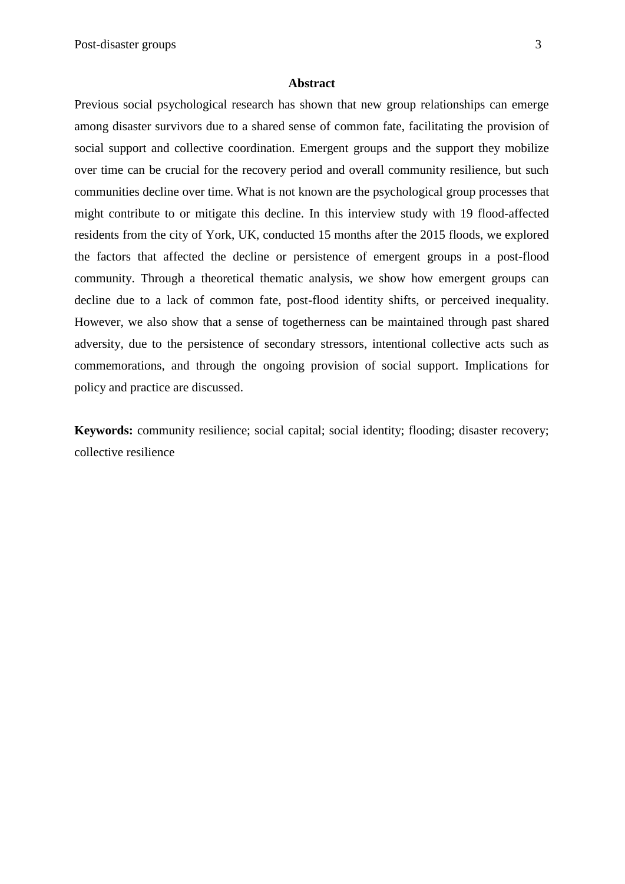## Abstract

Previous social psychological research has shown that new group relationships can emerge among disaster survivors due to a shared sense of common fate, facilitating the provision of social support and collective coordination. Emergent groups and the support they mobilize over time can be crucial for the recovery period and overall community resilience, but such communities decline over time. What is not known are the psychological group processes that might contribute to or mitigate this decline. In this interview study with 19 flood-affected residents from the city of York, UK, conducted 15 months after the 2015 floods, we explored the factors that affected the decline or persistence of emergent groups in a post-flood community. Through a theoretical thematic analysis, we show how emergent groups can decline due to a lack of common fate, post-flood identity shifts, or perceived inequality. However, we also show that a sense of togetherness can be maintained through past shared adversity, due to the persistence of secondary stressors, intentional collective acts such as commemorations, and through the ongoing provision of social support. Implications for policy and practice are discussed.

**Keywords:** community resilience; social capital; social identity; flooding; disaster recovery; collective resilience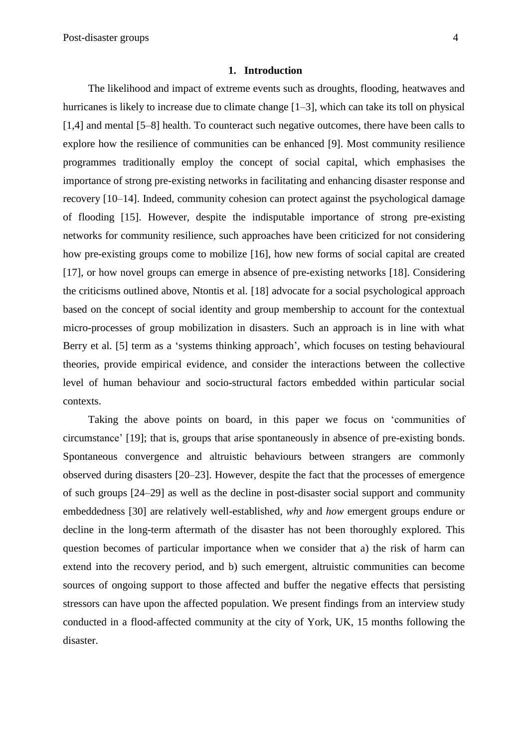## 1. Introduction

The likelihood and impact of extreme events such as droughts, flooding, heatwaves and hurricanes is likely to increase due to climate change [1–3], which can take its toll on physical [1,4] and mental [5–8] health. To counteract such negative outcomes, there have been calls to explore how the resilience of communities can be enhanced [9]. Most community resilience programmes traditionally employ the concept of social capital, which emphasises the importance of strong pre-existing networks in facilitating and enhancing disaster response and recovery [10–14]. Indeed, community cohesion can protect against the psychological damage of flooding [15]. However, despite the indisputable importance of strong pre-existing networks for community resilience, such approaches have been criticized for not considering how pre-existing groups come to mobilize [16], how new forms of social capital are created [17], or how novel groups can emerge in absence of pre-existing networks [18]. Considering the criticisms outlined above, Ntontis et al. [18] advocate for a social psychological approach based on the concept of social identity and group membership to account for the contextual micro-processes of group mobilization in disasters. Such an approach is in line with what Berry et al. [5] term as a 'systems thinking approach', which focuses on testing behavioural theories, provide empirical evidence, and consider the interactions between the collective level of human behaviour and socio-structural factors embedded within particular social contexts.

Taking the above points on board, in this paper we focus on 'communities of circumstance' [19]; that is, groups that arise spontaneously in absence of pre-existing bonds. Spontaneous convergence and altruistic behaviours between strangers are commonly observed during disasters [20–23]. However, despite the fact that the processes of emergence of such groups [24–29] as well as the decline in post-disaster social support and community embeddedness [30] are relatively well-established, *why* and *how* emergent groups endure or decline in the long-term aftermath of the disaster has not been thoroughly explored. This question becomes of particular importance when we consider that a) the risk of harm can extend into the recovery period, and b) such emergent, altruistic communities can become sources of ongoing support to those affected and buffer the negative effects that persisting stressors can have upon the affected population. We present findings from an interview study conducted in a flood-affected community at the city of York, UK, 15 months following the disaster.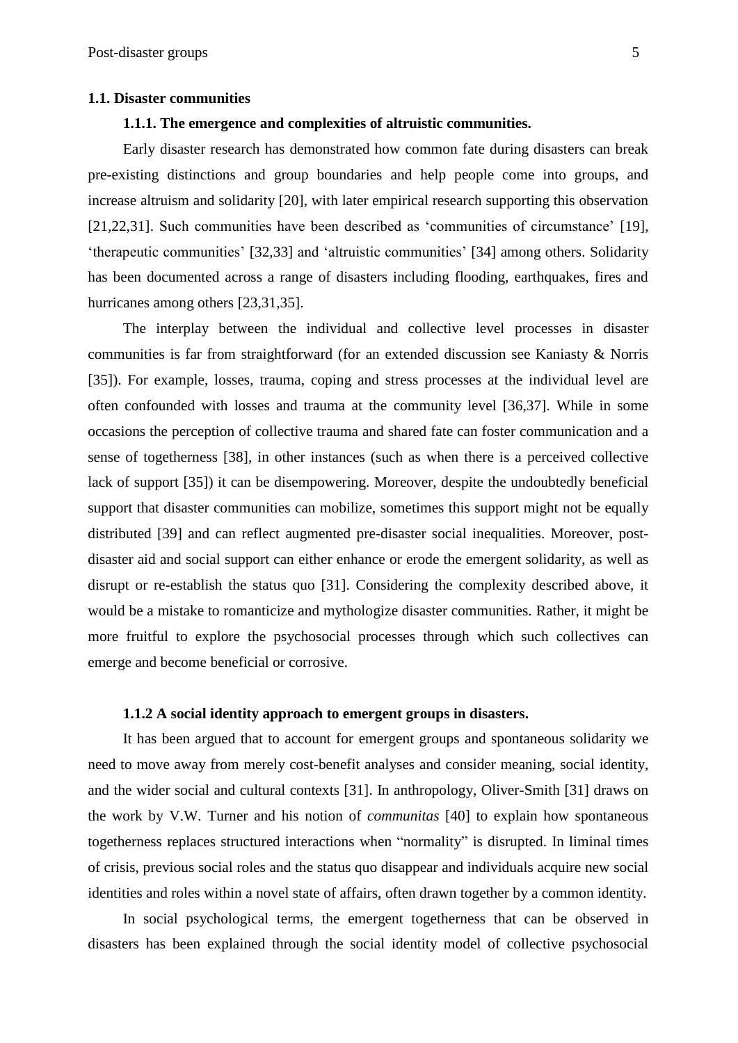### 1.1. Disaster communities

#### 1.1.1. The emergence and complexities of altruistic communities.

Early disaster research has demonstrated how common fate during disasters can break pre-existing distinctions and group boundaries and help people come into groups, and increase altruism and solidarity [20], with later empirical research supporting this observation [21,22,31]. Such communities have been described as 'communities of circumstance' [19], 'therapeutic communities' [32,33] and 'altruistic communities' [34] among others. Solidarity has been documented across a range of disasters including flooding, earthquakes, fires and hurricanes among others [23,31,35].

The interplay between the individual and collective level processes in disaster communities is far from straightforward (for an extended discussion see Kaniasty & Norris [35]). For example, losses, trauma, coping and stress processes at the individual level are often confounded with losses and trauma at the community level [36,37]. While in some occasions the perception of collective trauma and shared fate can foster communication and a sense of togetherness [38], in other instances (such as when there is a perceived collective lack of support [35]) it can be disempowering. Moreover, despite the undoubtedly beneficial support that disaster communities can mobilize, sometimes this support might not be equally distributed [39] and can reflect augmented pre-disaster social inequalities. Moreover, post-disaster aid and social support can either enhance or erode the emergent solidarity, as well as disrupt or re-establish the status quo [31]. Considering the complexity described above, it would be a mistake to romanticize and mythologize disaster communities. Rather, it might be more fruitful to explore the psychosocial processes through which such collectives can emerge and become beneficial or corrosive.

#### 1.1.2 A social identity approach to emergent groups in disasters.

It has been argued that to account for emergent groups and spontaneous solidarity we need to move away from merely cost-benefit analyses and consider meaning, social identity, and the wider social and cultural contexts [31]. In anthropology, Oliver-Smith [31] draws on the work by V.W. Turner and his notion of *communitas* [40] to explain how spontaneous togetherness replaces structured interactions when "normality" is disrupted. In liminal times of crisis, previous social roles and the status quo disappear and individuals acquire new social identities and roles within a novel state of affairs, often drawn together by a common identity.

In social psychological terms, the emergent togetherness that can be observed in disasters has been explained through the social identity model of collective psychosocial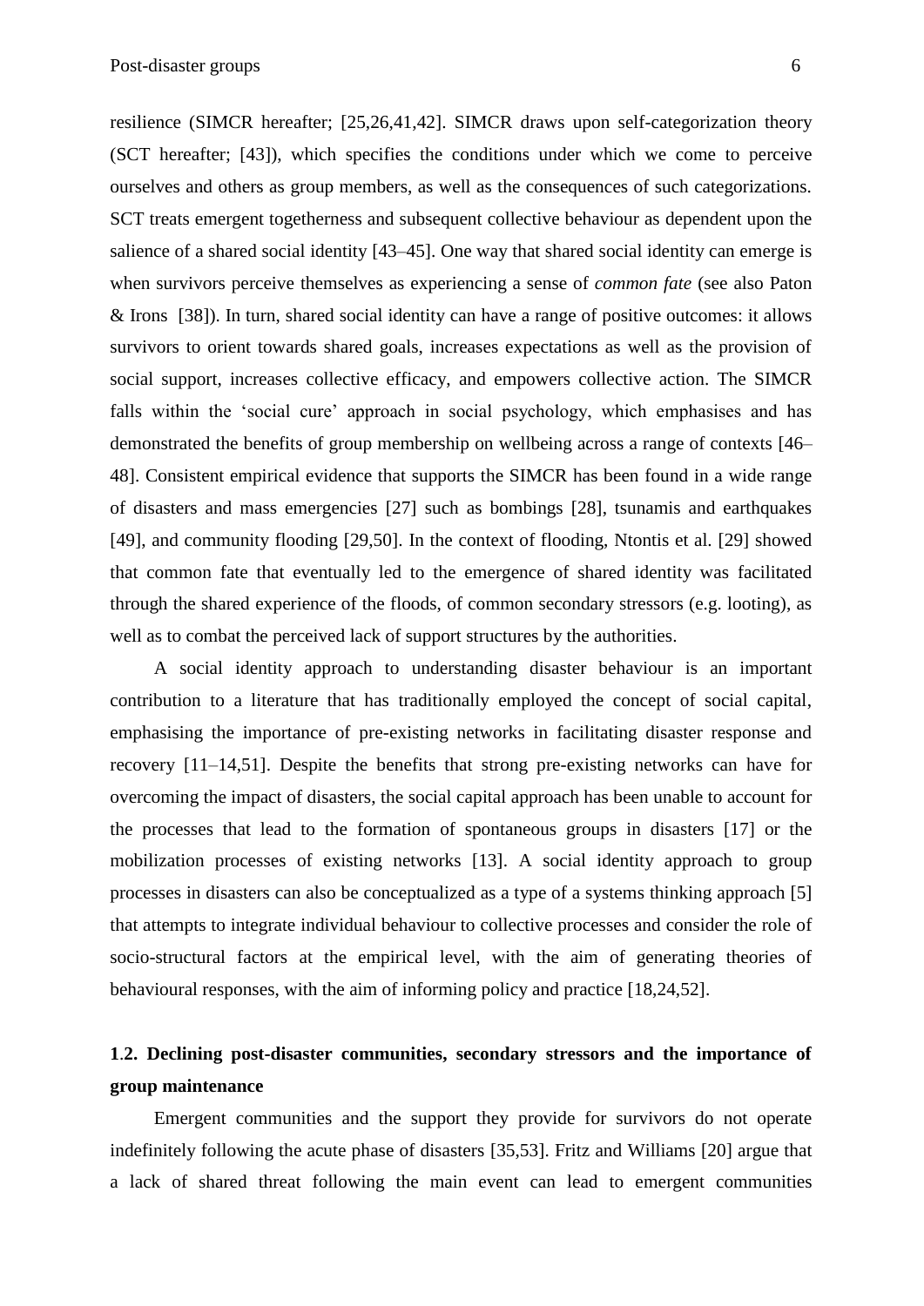resilience (SIMCR hereafter; [25,26,41,42]. SIMCR draws upon self-categorization theory (SCT hereafter; [43]), which specifies the conditions under which we come to perceive ourselves and others as group members, as well as the consequences of such categorizations. SCT treats emergent togetherness and subsequent collective behaviour as dependent upon the salience of a shared social identity [43–45]. One way that shared social identity can emerge is when survivors perceive themselves as experiencing a sense of *common fate* (see also Paton & Irons [38]). In turn, shared social identity can have a range of positive outcomes: it allows survivors to orient towards shared goals, increases expectations as well as the provision of social support, increases collective efficacy, and empowers collective action. The SIMCR falls within the 'social cure' approach in social psychology, which emphasises and has demonstrated the benefits of group membership on wellbeing across a range of contexts [46–48]. Consistent empirical evidence that supports the SIMCR has been found in a wide range of disasters and mass emergencies [27] such as bombings [28], tsunamis and earthquakes [49], and community flooding [29,50]. In the context of flooding, Ntontis et al. [29] showed that common fate that eventually led to the emergence of shared identity was facilitated through the shared experience of the floods, of common secondary stressors (e.g. looting), as well as to combat the perceived lack of support structures by the authorities.

A social identity approach to understanding disaster behaviour is an important contribution to a literature that has traditionally employed the concept of social capital, emphasising the importance of pre-existing networks in facilitating disaster response and recovery [11–14,51]. Despite the benefits that strong pre-existing networks can have for overcoming the impact of disasters, the social capital approach has been unable to account for the processes that lead to the formation of spontaneous groups in disasters [17] or the mobilization processes of existing networks [13]. A social identity approach to group processes in disasters can also be conceptualized as a type of a systems thinking approach [5] that attempts to integrate individual behaviour to collective processes and consider the role of socio-structural factors at the empirical level, with the aim of generating theories of behavioural responses, with the aim of informing policy and practice [18,24,52].

## 1.2. Declining post-disaster communities, secondary stressors and the importance of group maintenance

Emergent communities and the support they provide for survivors do not operate indefinitely following the acute phase of disasters [35,53]. Fritz and Williams [20] argue that a lack of shared threat following the main event can lead to emergent communities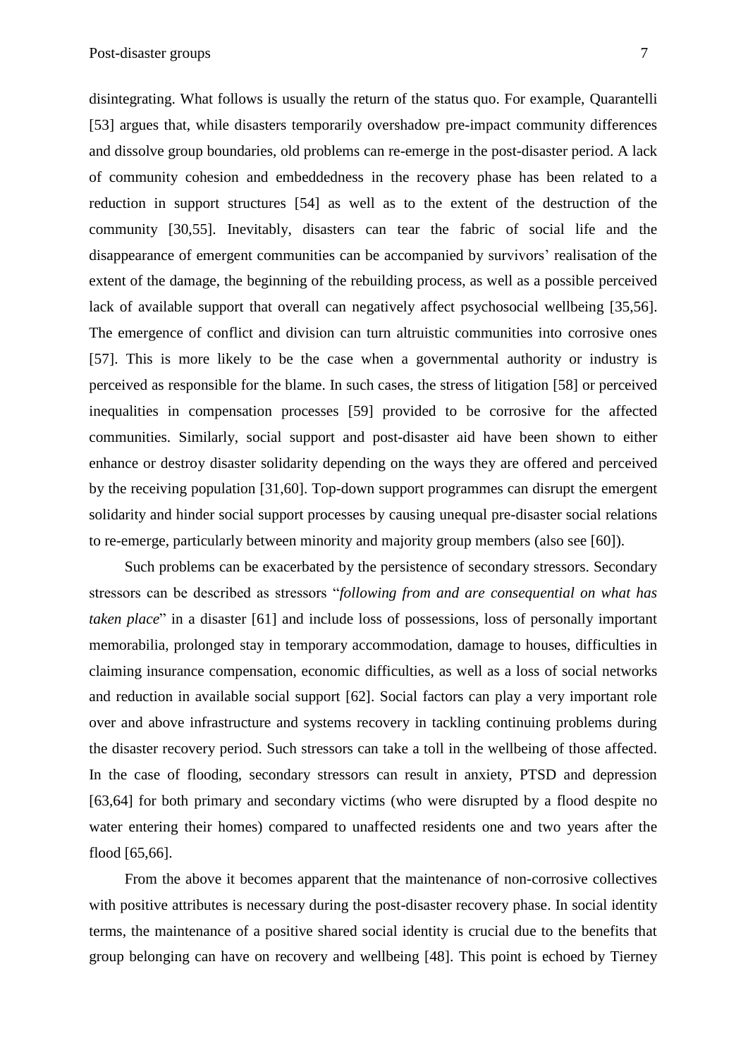disintegrating. What follows is usually the return of the status quo. For example, Quarantelli [53] argues that, while disasters temporarily overshadow pre-impact community differences and dissolve group boundaries, old problems can re-emerge in the post-disaster period. A lack of community cohesion and embeddedness in the recovery phase has been related to a reduction in support structures [54] as well as to the extent of the destruction of the community [30,55]. Inevitably, disasters can tear the fabric of social life and the disappearance of emergent communities can be accompanied by survivors' realisation of the extent of the damage, the beginning of the rebuilding process, as well as a possible perceived lack of available support that overall can negatively affect psychosocial wellbeing [35,56]. The emergence of conflict and division can turn altruistic communities into corrosive ones [57]. This is more likely to be the case when a governmental authority or industry is perceived as responsible for the blame. In such cases, the stress of litigation [58] or perceived inequalities in compensation processes [59] provided to be corrosive for the affected communities. Similarly, social support and post-disaster aid have been shown to either enhance or destroy disaster solidarity depending on the ways they are offered and perceived by the receiving population [31,60]. Top-down support programmes can disrupt the emergent solidarity and hinder social support processes by causing unequal pre-disaster social relations to re-emerge, particularly between minority and majority group members (also see [60]).

Such problems can be exacerbated by the persistence of secondary stressors. Secondary stressors can be described as stressors "*following from and are consequential on what has taken place*" in a disaster [61] and include loss of possessions, loss of personally important memorabilia, prolonged stay in temporary accommodation, damage to houses, difficulties in claiming insurance compensation, economic difficulties, as well as a loss of social networks and reduction in available social support [62]. Social factors can play a very important role over and above infrastructure and systems recovery in tackling continuing problems during the disaster recovery period. Such stressors can take a toll in the wellbeing of those affected. In the case of flooding, secondary stressors can result in anxiety, PTSD and depression [63,64] for both primary and secondary victims (who were disrupted by a flood despite no water entering their homes) compared to unaffected residents one and two years after the flood [65,66].

From the above it becomes apparent that the maintenance of non-corrosive collectives with positive attributes is necessary during the post-disaster recovery phase. In social identity terms, the maintenance of a positive shared social identity is crucial due to the benefits that group belonging can have on recovery and wellbeing [48]. This point is echoed by Tierney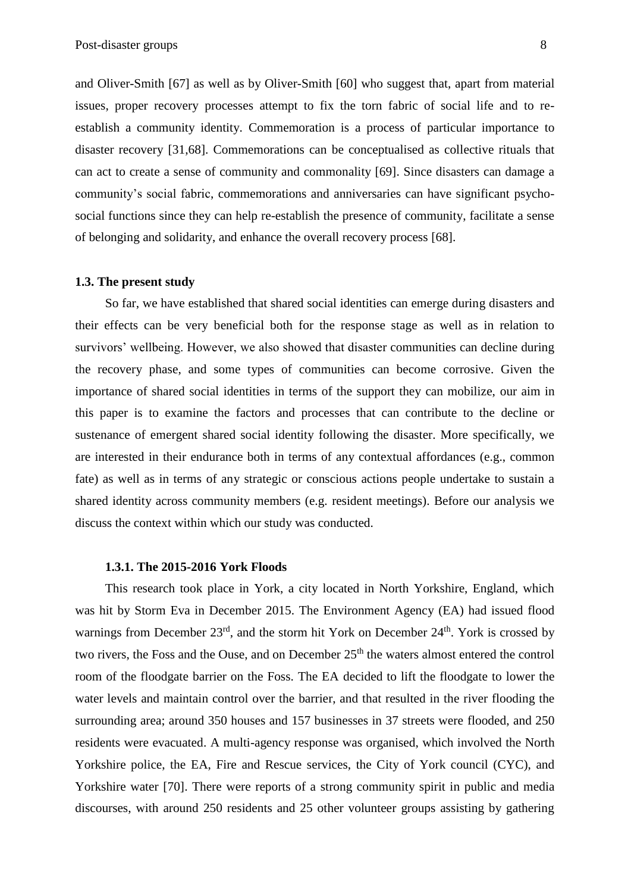and Oliver-Smith [67] as well as by Oliver-Smith [60] who suggest that, apart from material issues, proper recovery processes attempt to fix the torn fabric of social life and to re-establish a community identity. Commemoration is a process of particular importance to disaster recovery [31,68]. Commemorations can be conceptualised as collective rituals that can act to create a sense of community and commonality [69]. Since disasters can damage a community's social fabric, commemorations and anniversaries can have significant psycho-social functions since they can help re-establish the presence of community, facilitate a sense of belonging and solidarity, and enhance the overall recovery process [68].

### 1.3. The present study

So far, we have established that shared social identities can emerge during disasters and their effects can be very beneficial both for the response stage as well as in relation to survivors' wellbeing. However, we also showed that disaster communities can decline during the recovery phase, and some types of communities can become corrosive. Given the importance of shared social identities in terms of the support they can mobilize, our aim in this paper is to examine the factors and processes that can contribute to the decline or sustenance of emergent shared social identity following the disaster. More specifically, we are interested in their endurance both in terms of any contextual affordances (e.g., common fate) as well as in terms of any strategic or conscious actions people undertake to sustain a shared identity across community members (e.g. resident meetings). Before our analysis we discuss the context within which our study was conducted.

#### 1.3.1. The 2015-2016 York Floods

This research took place in York, a city located in North Yorkshire, England, which was hit by Storm Eva in December 2015. The Environment Agency (EA) had issued flood warnings from December 23rd, and the storm hit York on December 24th. York is crossed by two rivers, the Foss and the Ouse, and on December 25th the waters almost entered the control room of the floodgate barrier on the Foss. The EA decided to lift the floodgate to lower the water levels and maintain control over the barrier, and that resulted in the river flooding the surrounding area; around 350 houses and 157 businesses in 37 streets were flooded, and 250 residents were evacuated. A multi-agency response was organised, which involved the North Yorkshire police, the EA, Fire and Rescue services, the City of York council (CYC), and Yorkshire water [70]. There were reports of a strong community spirit in public and media discourses, with around 250 residents and 25 other volunteer groups assisting by gathering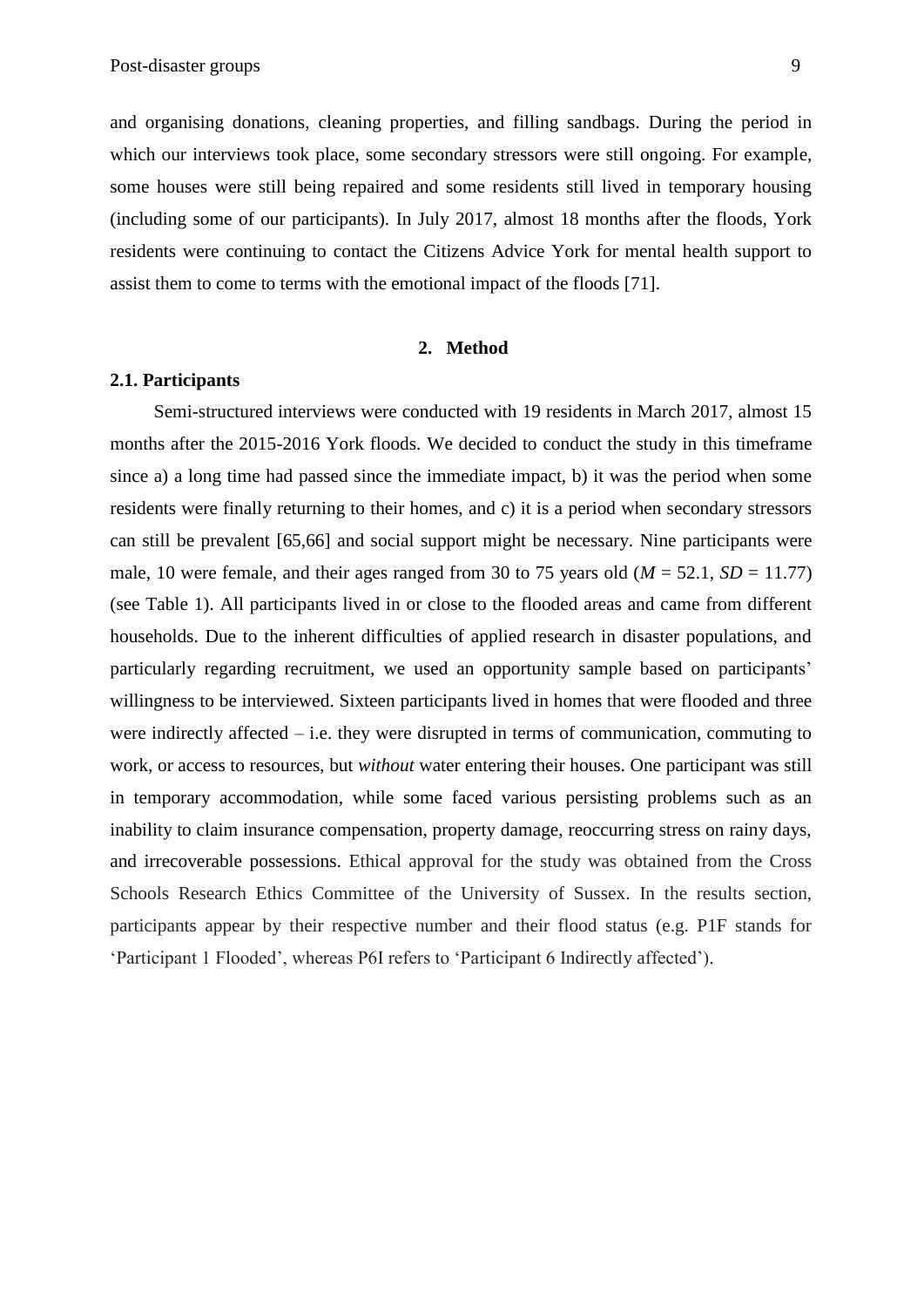and organising donations, cleaning properties, and filling sandbags. During the period in which our interviews took place, some secondary stressors were still ongoing. For example, some houses were still being repaired and some residents still lived in temporary housing (including some of our participants). In July 2017, almost 18 months after the floods, York residents were continuing to contact the Citizens Advice York for mental health support to assist them to come to terms with the emotional impact of the floods [71].

## 2. Method

### 2.1. Participants

Semi-structured interviews were conducted with 19 residents in March 2017, almost 15 months after the 2015-2016 York floods. We decided to conduct the study in this timeframe since a) a long time had passed since the immediate impact, b) it was the period when some residents were finally returning to their homes, and c) it is a period when secondary stressors can still be prevalent [65,66] and social support might be necessary. Nine participants were male, 10 were female, and their ages ranged from 30 to 75 years old ($M$ = 52.1, $SD$ = 11.77) (see Table 1). All participants lived in or close to the flooded areas and came from different households. Due to the inherent difficulties of applied research in disaster populations, and particularly regarding recruitment, we used an opportunity sample based on participants' willingness to be interviewed. Sixteen participants lived in homes that were flooded and three were indirectly affected – i.e. they were disrupted in terms of communication, commuting to work, or access to resources, but *without* water entering their houses. One participant was still in temporary accommodation, while some faced various persisting problems such as an inability to claim insurance compensation, property damage, reoccurring stress on rainy days, and irrecoverable possessions. Ethical approval for the study was obtained from the Cross Schools Research Ethics Committee of the University of Sussex. In the results section, participants appear by their respective number and their flood status (e.g. P1F stands for 'Participant 1 Flooded', whereas P6I refers to 'Participant 6 Indirectly affected').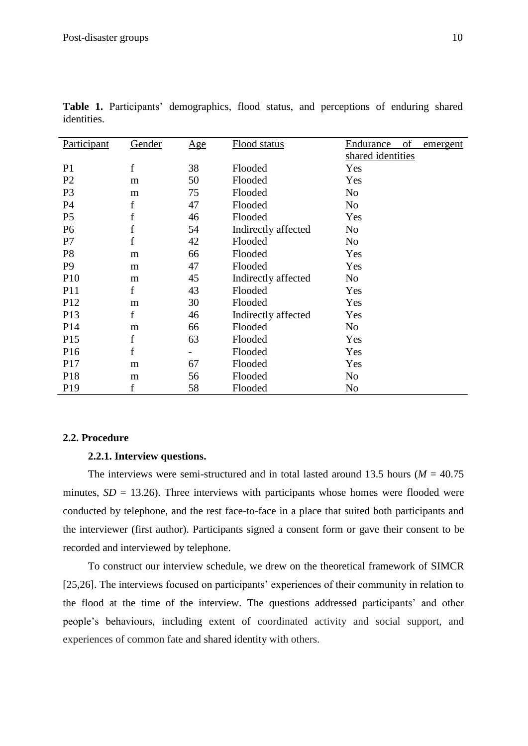**Table 1.** Participants' demographics, flood status, and perceptions of enduring shared identities.

| Participant | Gender | Age | Flood status | Endurance of emergent shared identities |
|---|---|---|---|---|
| P1 | f | 38 | Flooded | Yes |
| P2 | m | 50 | Flooded | Yes |
| P3 | m | 75 | Flooded | No |
| P4 | f | 47 | Flooded | No |
| P5 | f | 46 | Flooded | Yes |
| P6 | f | 54 | Indirectly affected | No |
| P7 | f | 42 | Flooded | No |
| P8 | m | 66 | Flooded | Yes |
| P9 | m | 47 | Flooded | Yes |
| P10 | m | 45 | Indirectly affected | No |
| P11 | f | 43 | Flooded | Yes |
| P12 | m | 30 | Flooded | Yes |
| P13 | f | 46 | Indirectly affected | Yes |
| P14 | m | 66 | Flooded | No |
| P15 | f | 63 | Flooded | Yes |
| P16 | f | - | Flooded | Yes |
| P17 | m | 67 | Flooded | Yes |
| P18 | m | 56 | Flooded | No |
| P19 | f | 58 | Flooded | No |

### 2.2. Procedure

#### 2.2.1. Interview questions.

The interviews were semi-structured and in total lasted around 13.5 hours ($M$ = 40.75 minutes, $SD$ = 13.26). Three interviews with participants whose homes were flooded were conducted by telephone, and the rest face-to-face in a place that suited both participants and the interviewer (first author). Participants signed a consent form or gave their consent to be recorded and interviewed by telephone.

To construct our interview schedule, we drew on the theoretical framework of SIMCR [25,26]. The interviews focused on participants' experiences of their community in relation to the flood at the time of the interview. The questions addressed participants' and other people's behaviours, including extent of coordinated activity and social support, and experiences of common fate and shared identity with others.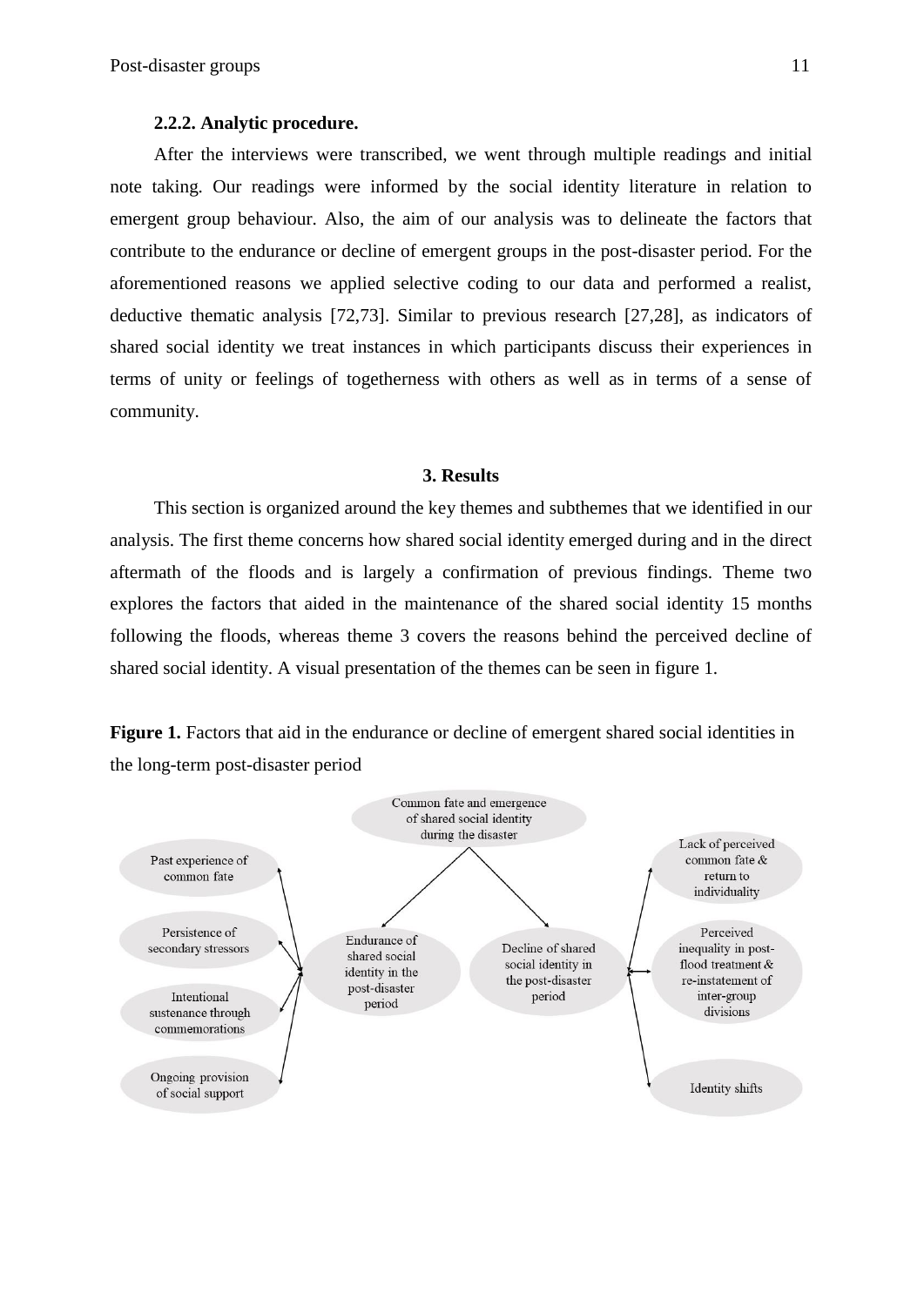### 2.2.2. Analytic procedure.

After the interviews were transcribed, we went through multiple readings and initial note taking. Our readings were informed by the social identity literature in relation to emergent group behaviour. Also, the aim of our analysis was to delineate the factors that contribute to the endurance or decline of emergent groups in the post-disaster period. For the aforementioned reasons we applied selective coding to our data and performed a realist, deductive thematic analysis [72,73]. Similar to previous research [27,28], as indicators of shared social identity we treat instances in which participants discuss their experiences in terms of unity or feelings of togetherness with others as well as in terms of a sense of community.

## 3. Results

This section is organized around the key themes and subthemes that we identified in our analysis. The first theme concerns how shared social identity emerged during and in the direct aftermath of the floods and is largely a confirmation of previous findings. Theme two explores the factors that aided in the maintenance of the shared social identity 15 months following the floods, whereas theme 3 covers the reasons behind the perceived decline of shared social identity. A visual presentation of the themes can be seen in figure 1.

**Figure 1.** Factors that aid in the endurance or decline of emergent shared social identities in the long-term post-disaster period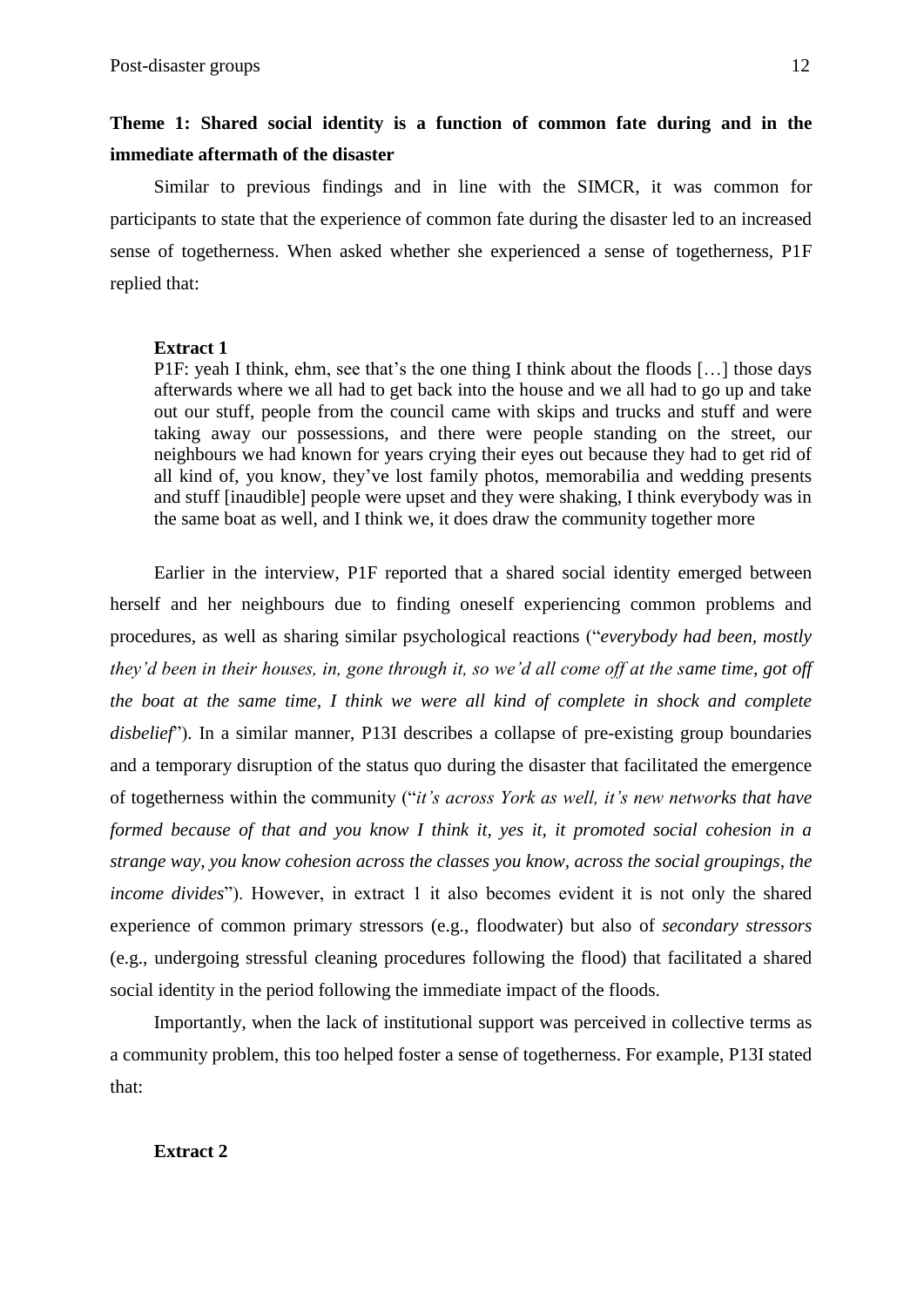**Theme 1: Shared social identity is a function of common fate during and in the immediate aftermath of the disaster**

Similar to previous findings and in line with the SIMCR, it was common for participants to state that the experience of common fate during the disaster led to an increased sense of togetherness. When asked whether she experienced a sense of togetherness, P1F replied that:

**Extract 1**

P1F: yeah I think, ehm, see that's the one thing I think about the floods […] those days afterwards where we all had to get back into the house and we all had to go up and take out our stuff, people from the council came with skips and trucks and stuff and were taking away our possessions, and there were people standing on the street, our neighbours we had known for years crying their eyes out because they had to get rid of all kind of, you know, they've lost family photos, memorabilia and wedding presents and stuff [inaudible] people were upset and they were shaking, I think everybody was in the same boat as well, and I think we, it does draw the community together more

Earlier in the interview, P1F reported that a shared social identity emerged between herself and her neighbours due to finding oneself experiencing common problems and procedures, as well as sharing similar psychological reactions ("*everybody had been, mostly they'd been in their houses, in, gone through it, so we'd all come off at the same time, got off the boat at the same time, I think we were all kind of complete in shock and complete disbelief*"). In a similar manner, P13I describes a collapse of pre-existing group boundaries and a temporary disruption of the status quo during the disaster that facilitated the emergence of togetherness within the community ("*it's across York as well, it's new networks that have formed because of that and you know I think it, yes it, it promoted social cohesion in a strange way, you know cohesion across the classes you know, across the social groupings, the income divides*"). However, in extract 1 it also becomes evident it is not only the shared experience of common primary stressors (e.g., floodwater) but also of *secondary stressors* (e.g., undergoing stressful cleaning procedures following the flood) that facilitated a shared social identity in the period following the immediate impact of the floods.

Importantly, when the lack of institutional support was perceived in collective terms as a community problem, this too helped foster a sense of togetherness. For example, P13I stated that:

**Extract 2**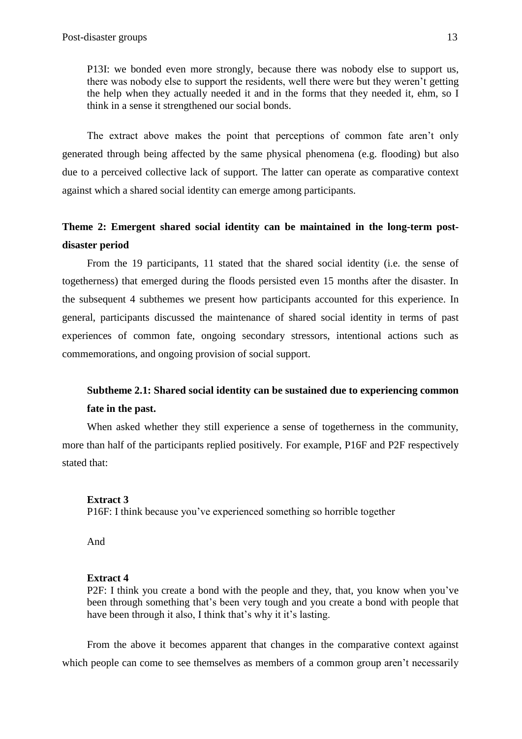P13I: we bonded even more strongly, because there was nobody else to support us, there was nobody else to support the residents, well there were but they weren't getting the help when they actually needed it and in the forms that they needed it, ehm, so I think in a sense it strengthened our social bonds.

The extract above makes the point that perceptions of common fate aren't only generated through being affected by the same physical phenomena (e.g. flooding) but also due to a perceived collective lack of support. The latter can operate as comparative context against which a shared social identity can emerge among participants.

## Theme 2: Emergent shared social identity can be maintained in the long-term post-disaster period

From the 19 participants, 11 stated that the shared social identity (i.e. the sense of togetherness) that emerged during the floods persisted even 15 months after the disaster. In the subsequent 4 subthemes we present how participants accounted for this experience. In general, participants discussed the maintenance of shared social identity in terms of past experiences of common fate, ongoing secondary stressors, intentional actions such as commemorations, and ongoing provision of social support.

### Subtheme 2.1: Shared social identity can be sustained due to experiencing common fate in the past.

When asked whether they still experience a sense of togetherness in the community, more than half of the participants replied positively. For example, P16F and P2F respectively stated that:

**Extract 3**

P16F: I think because you've experienced something so horrible together

And

**Extract 4**

P2F: I think you create a bond with the people and they, that, you know when you've been through something that's been very tough and you create a bond with people that have been through it also, I think that's why it it's lasting.

From the above it becomes apparent that changes in the comparative context against which people can come to see themselves as members of a common group aren't necessarily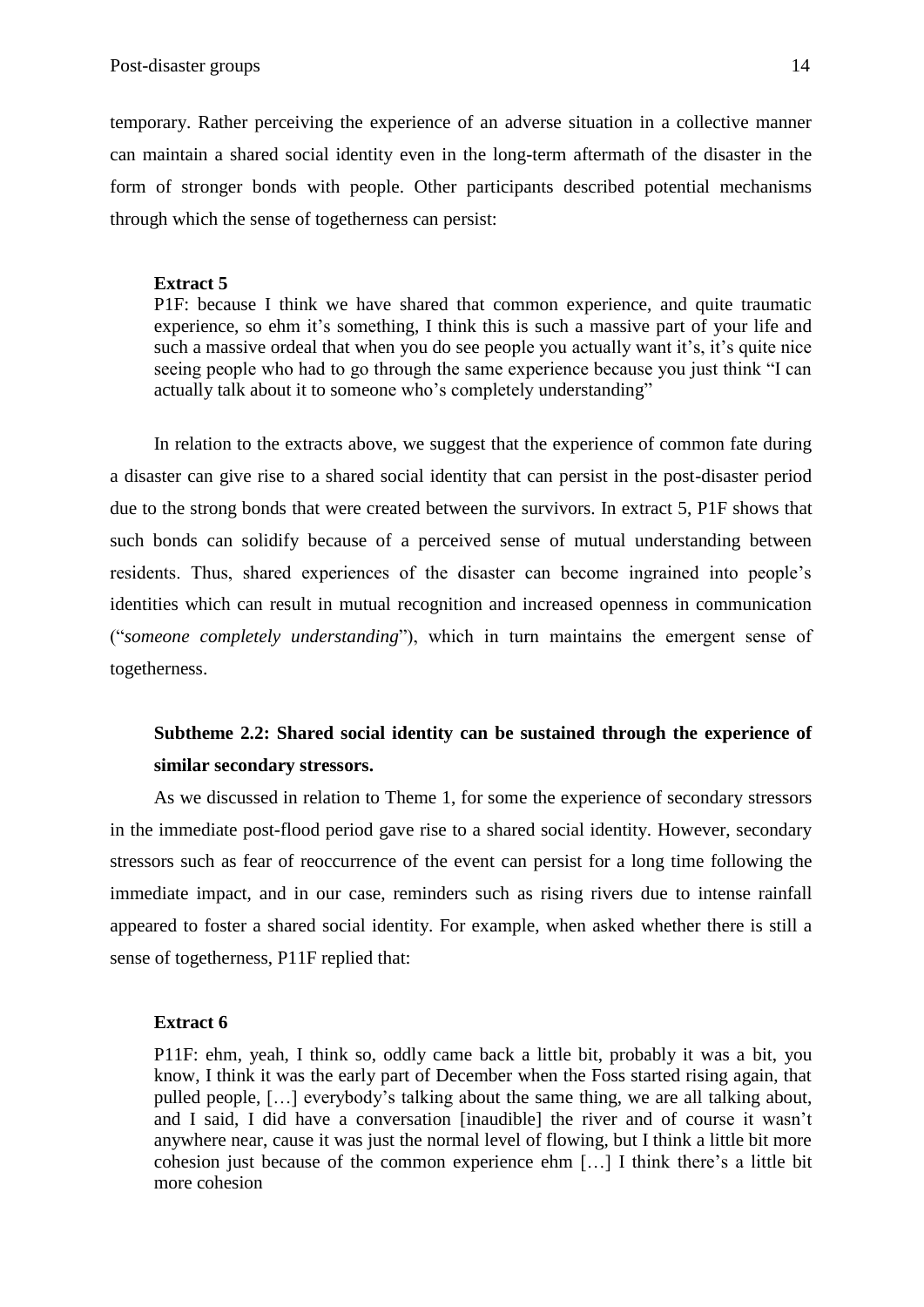temporary. Rather perceiving the experience of an adverse situation in a collective manner can maintain a shared social identity even in the long-term aftermath of the disaster in the form of stronger bonds with people. Other participants described potential mechanisms through which the sense of togetherness can persist:

**Extract 5**

P1F: because I think we have shared that common experience, and quite traumatic experience, so ehm it's something, I think this is such a massive part of your life and such a massive ordeal that when you do see people you actually want it's, it's quite nice seeing people who had to go through the same experience because you just think "I can actually talk about it to someone who's completely understanding"

In relation to the extracts above, we suggest that the experience of common fate during a disaster can give rise to a shared social identity that can persist in the post-disaster period due to the strong bonds that were created between the survivors. In extract 5, P1F shows that such bonds can solidify because of a perceived sense of mutual understanding between residents. Thus, shared experiences of the disaster can become ingrained into people's identities which can result in mutual recognition and increased openness in communication ("*someone completely understanding*"), which in turn maintains the emergent sense of togetherness.

### Subtheme 2.2: Shared social identity can be sustained through the experience of similar secondary stressors.

As we discussed in relation to Theme 1, for some the experience of secondary stressors in the immediate post-flood period gave rise to a shared social identity. However, secondary stressors such as fear of reoccurrence of the event can persist for a long time following the immediate impact, and in our case, reminders such as rising rivers due to intense rainfall appeared to foster a shared social identity. For example, when asked whether there is still a sense of togetherness, P11F replied that:

**Extract 6**

P11F: ehm, yeah, I think so, oddly came back a little bit, probably it was a bit, you know, I think it was the early part of December when the Foss started rising again, that pulled people, […] everybody's talking about the same thing, we are all talking about, and I said, I did have a conversation [inaudible] the river and of course it wasn't anywhere near, cause it was just the normal level of flowing, but I think a little bit more cohesion just because of the common experience ehm […] I think there's a little bit more cohesion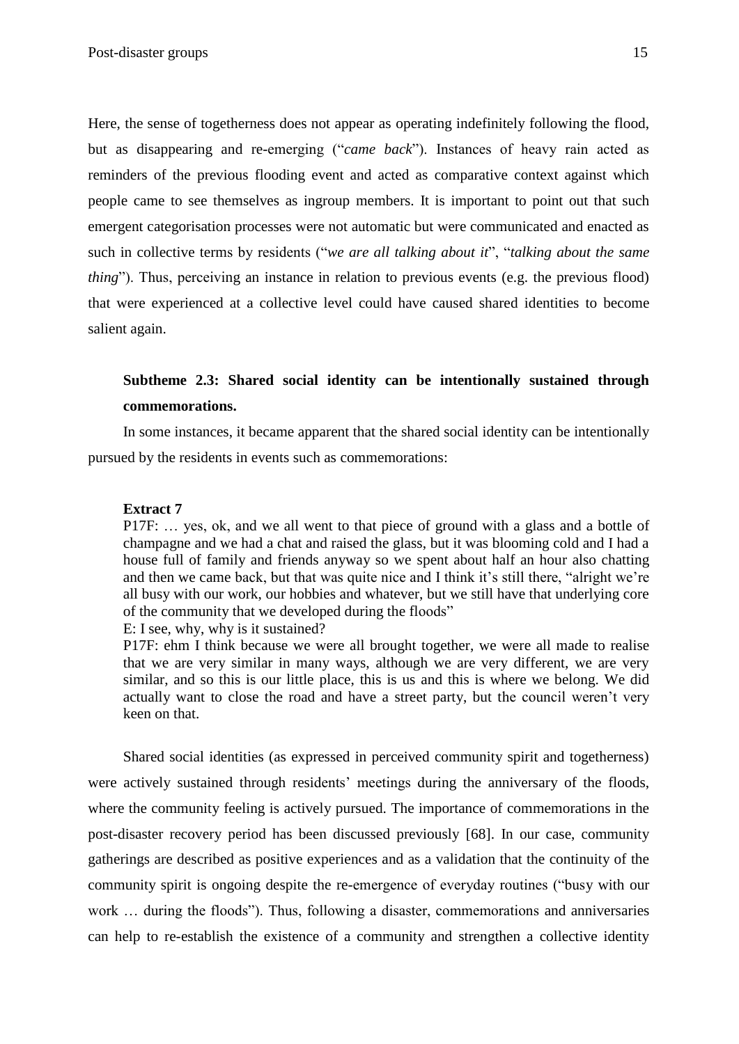Here, the sense of togetherness does not appear as operating indefinitely following the flood, but as disappearing and re-emerging ("*came back*"). Instances of heavy rain acted as reminders of the previous flooding event and acted as comparative context against which people came to see themselves as ingroup members. It is important to point out that such emergent categorisation processes were not automatic but were communicated and enacted as such in collective terms by residents ("*we are all talking about it*", "*talking about the same thing*"). Thus, perceiving an instance in relation to previous events (e.g. the previous flood) that were experienced at a collective level could have caused shared identities to become salient again.

### Subtheme 2.3: Shared social identity can be intentionally sustained through commemorations.

In some instances, it became apparent that the shared social identity can be intentionally pursued by the residents in events such as commemorations:

**Extract 7**

P17F: … yes, ok, and we all went to that piece of ground with a glass and a bottle of champagne and we had a chat and raised the glass, but it was blooming cold and I had a house full of family and friends anyway so we spent about half an hour also chatting and then we came back, but that was quite nice and I think it's still there, "alright we're all busy with our work, our hobbies and whatever, but we still have that underlying core of the community that we developed during the floods"

E: I see, why, why is it sustained?

P17F: ehm I think because we were all brought together, we were all made to realise that we are very similar in many ways, although we are very different, we are very similar, and so this is our little place, this is us and this is where we belong. We did actually want to close the road and have a street party, but the council weren't very keen on that.

Shared social identities (as expressed in perceived community spirit and togetherness) were actively sustained through residents' meetings during the anniversary of the floods, where the community feeling is actively pursued. The importance of commemorations in the post-disaster recovery period has been discussed previously [68]. In our case, community gatherings are described as positive experiences and as a validation that the continuity of the community spirit is ongoing despite the re-emergence of everyday routines ("busy with our work … during the floods"). Thus, following a disaster, commemorations and anniversaries can help to re-establish the existence of a community and strengthen a collective identity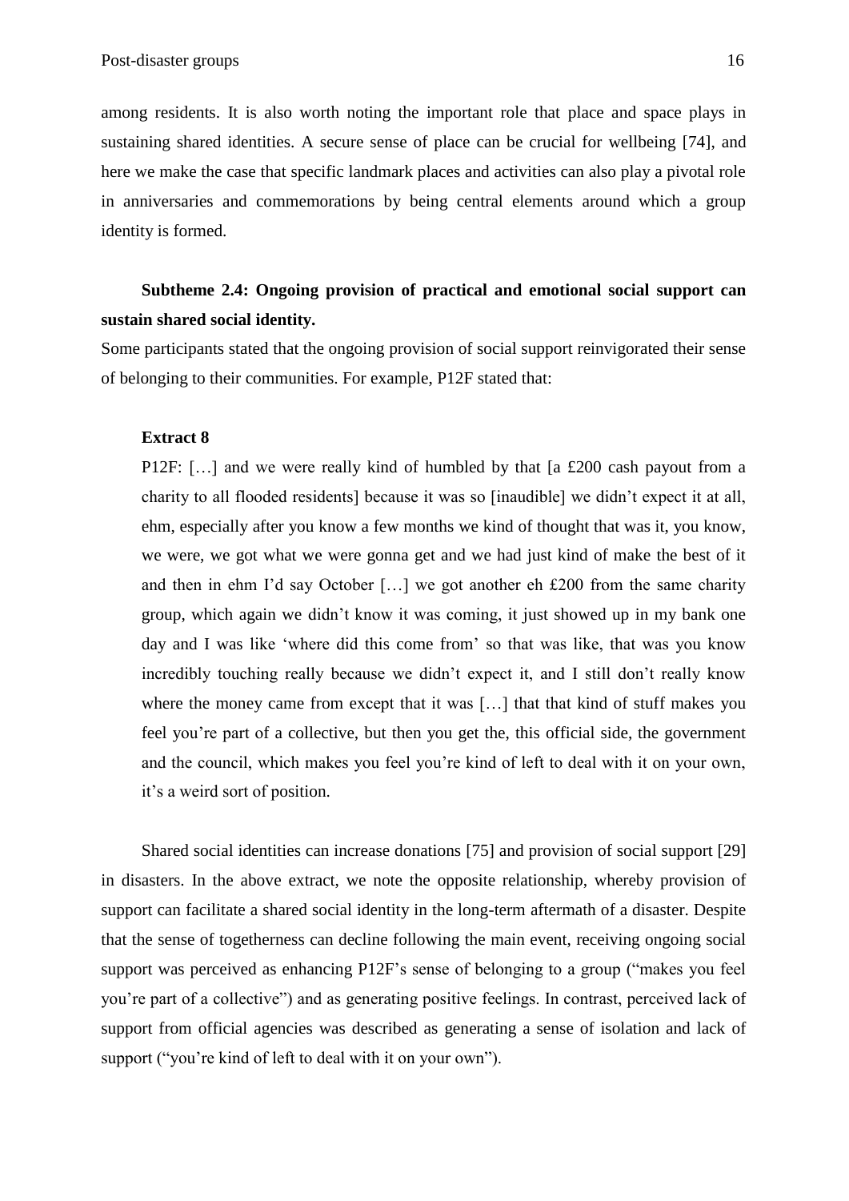among residents. It is also worth noting the important role that place and space plays in sustaining shared identities. A secure sense of place can be crucial for wellbeing [74], and here we make the case that specific landmark places and activities can also play a pivotal role in anniversaries and commemorations by being central elements around which a group identity is formed.

**Subtheme 2.4: Ongoing provision of practical and emotional social support can sustain shared social identity.**

Some participants stated that the ongoing provision of social support reinvigorated their sense of belonging to their communities. For example, P12F stated that:

**Extract 8**

P12F: […] and we were really kind of humbled by that [a £200 cash payout from a charity to all flooded residents] because it was so [inaudible] we didn't expect it at all, ehm, especially after you know a few months we kind of thought that was it, you know, we were, we got what we were gonna get and we had just kind of make the best of it and then in ehm I'd say October […] we got another eh £200 from the same charity group, which again we didn't know it was coming, it just showed up in my bank one day and I was like 'where did this come from' so that was like, that was you know incredibly touching really because we didn't expect it, and I still don't really know where the money came from except that it was […] that that kind of stuff makes you feel you're part of a collective, but then you get the, this official side, the government and the council, which makes you feel you're kind of left to deal with it on your own, it's a weird sort of position.

Shared social identities can increase donations [75] and provision of social support [29] in disasters. In the above extract, we note the opposite relationship, whereby provision of support can facilitate a shared social identity in the long-term aftermath of a disaster. Despite that the sense of togetherness can decline following the main event, receiving ongoing social support was perceived as enhancing P12F's sense of belonging to a group ("makes you feel you're part of a collective") and as generating positive feelings. In contrast, perceived lack of support from official agencies was described as generating a sense of isolation and lack of support ("you're kind of left to deal with it on your own").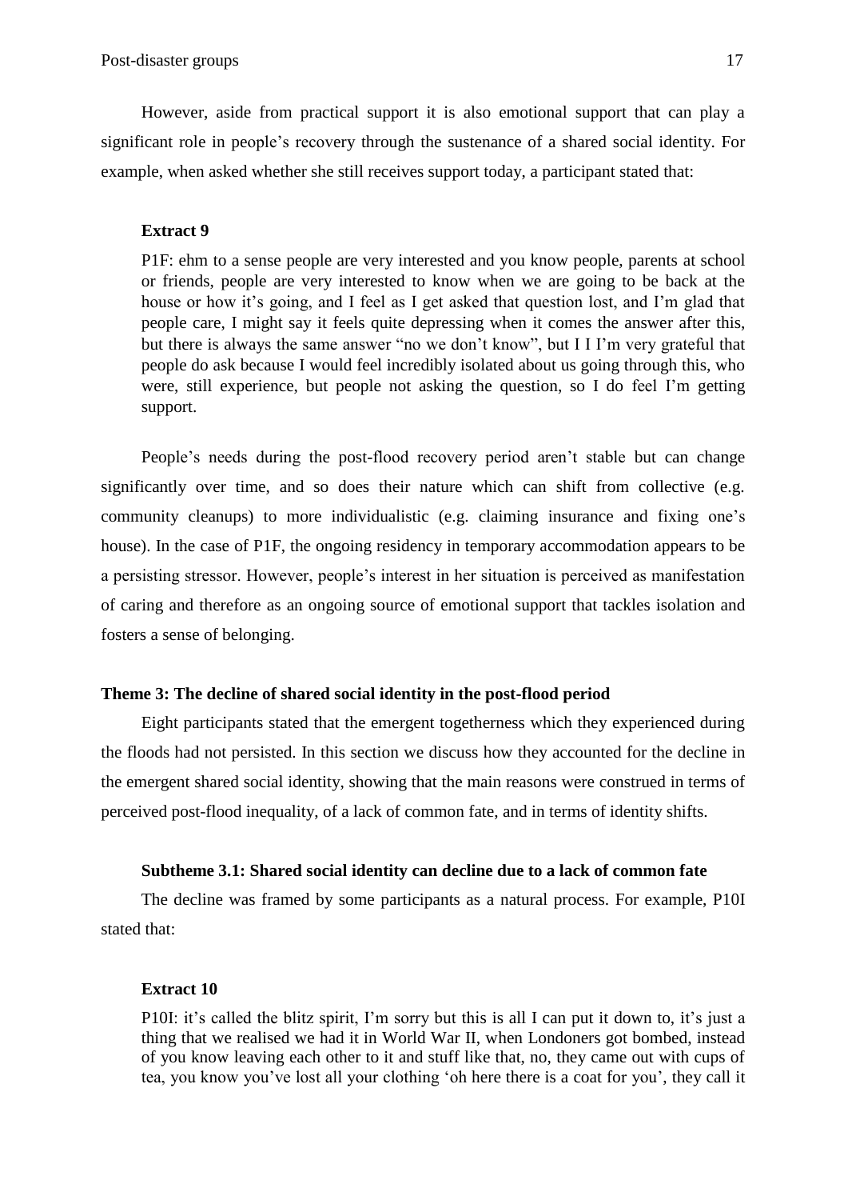However, aside from practical support it is also emotional support that can play a significant role in people's recovery through the sustenance of a shared social identity. For example, when asked whether she still receives support today, a participant stated that:

**Extract 9**

> P1F: ehm to a sense people are very interested and you know people, parents at school or friends, people are very interested to know when we are going to be back at the house or how it's going, and I feel as I get asked that question lost, and I'm glad that people care, I might say it feels quite depressing when it comes the answer after this, but there is always the same answer "no we don't know", but I I I'm very grateful that people do ask because I would feel incredibly isolated about us going through this, who were, still experience, but people not asking the question, so I do feel I'm getting support.

People's needs during the post-flood recovery period aren't stable but can change significantly over time, and so does their nature which can shift from collective (e.g. community cleanups) to more individualistic (e.g. claiming insurance and fixing one's house). In the case of P1F, the ongoing residency in temporary accommodation appears to be a persisting stressor. However, people's interest in her situation is perceived as manifestation of caring and therefore as an ongoing source of emotional support that tackles isolation and fosters a sense of belonging.

### Theme 3: The decline of shared social identity in the post-flood period

Eight participants stated that the emergent togetherness which they experienced during the floods had not persisted. In this section we discuss how they accounted for the decline in the emergent shared social identity, showing that the main reasons were construed in terms of perceived post-flood inequality, of a lack of common fate, and in terms of identity shifts.

#### Subtheme 3.1: Shared social identity can decline due to a lack of common fate

The decline was framed by some participants as a natural process. For example, P10I stated that:

**Extract 10**

> P10I: it's called the blitz spirit, I'm sorry but this is all I can put it down to, it's just a thing that we realised we had it in World War II, when Londoners got bombed, instead of you know leaving each other to it and stuff like that, no, they came out with cups of tea, you know you've lost all your clothing 'oh here there is a coat for you', they call it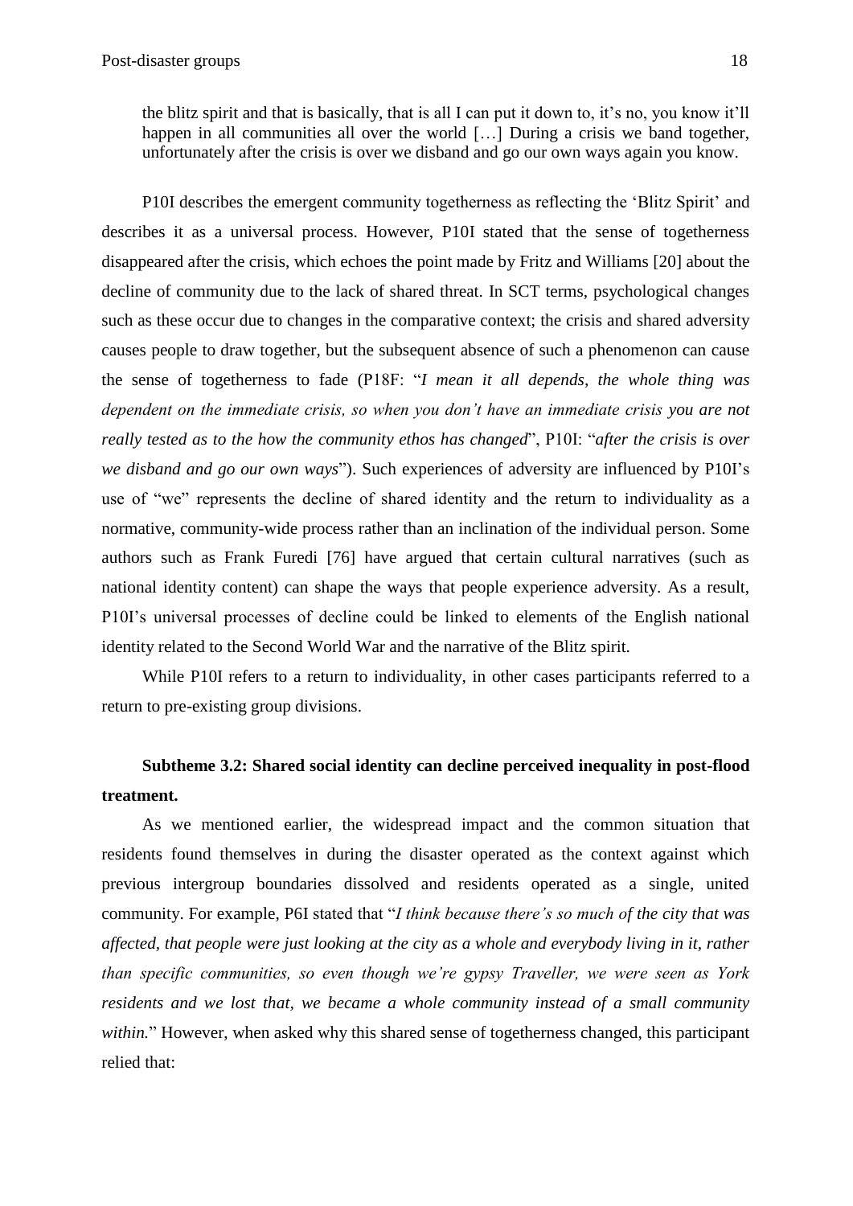> the blitz spirit and that is basically, that is all I can put it down to, it's no, you know it'll happen in all communities all over the world […] During a crisis we band together, unfortunately after the crisis is over we disband and go our own ways again you know.

P10I describes the emergent community togetherness as reflecting the 'Blitz Spirit' and describes it as a universal process. However, P10I stated that the sense of togetherness disappeared after the crisis, which echoes the point made by Fritz and Williams [20] about the decline of community due to the lack of shared threat. In SCT terms, psychological changes such as these occur due to changes in the comparative context; the crisis and shared adversity causes people to draw together, but the subsequent absence of such a phenomenon can cause the sense of togetherness to fade (P18F: "*I mean it all depends, the whole thing was dependent on the immediate crisis, so when you don't have an immediate crisis you are not really tested as to the how the community ethos has changed*", P10I: "*after the crisis is over we disband and go our own ways*"). Such experiences of adversity are influenced by P10I's use of "we" represents the decline of shared identity and the return to individuality as a normative, community-wide process rather than an inclination of the individual person. Some authors such as Frank Furedi [76] have argued that certain cultural narratives (such as national identity content) can shape the ways that people experience adversity. As a result, P10I's universal processes of decline could be linked to elements of the English national identity related to the Second World War and the narrative of the Blitz spirit.

While P10I refers to a return to individuality, in other cases participants referred to a return to pre-existing group divisions.

**Subtheme 3.2: Shared social identity can decline perceived inequality in post-flood treatment.**

As we mentioned earlier, the widespread impact and the common situation that residents found themselves in during the disaster operated as the context against which previous intergroup boundaries dissolved and residents operated as a single, united community. For example, P6I stated that "*I think because there's so much of the city that was affected, that people were just looking at the city as a whole and everybody living in it, rather than specific communities, so even though we're gypsy Traveller, we were seen as York residents and we lost that, we became a whole community instead of a small community within.*" However, when asked why this shared sense of togetherness changed, this participant relied that: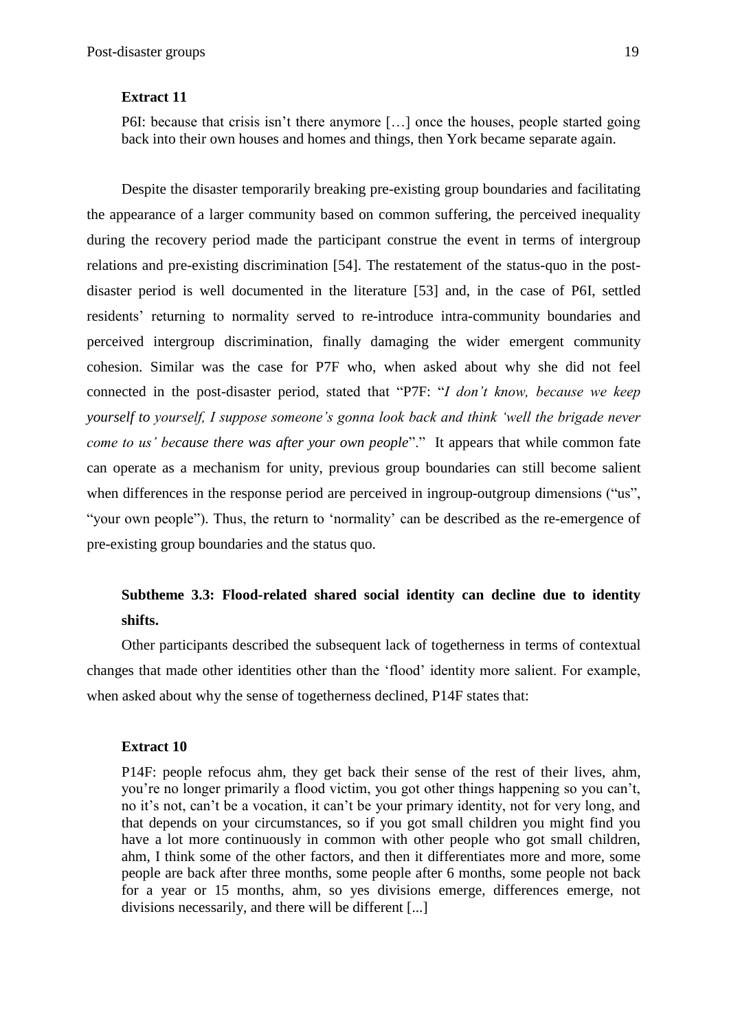**Extract 11**

> P6I: because that crisis isn't there anymore […] once the houses, people started going back into their own houses and homes and things, then York became separate again.

Despite the disaster temporarily breaking pre-existing group boundaries and facilitating the appearance of a larger community based on common suffering, the perceived inequality during the recovery period made the participant construe the event in terms of intergroup relations and pre-existing discrimination [54]. The restatement of the status-quo in the post-disaster period is well documented in the literature [53] and, in the case of P6I, settled residents' returning to normality served to re-introduce intra-community boundaries and perceived intergroup discrimination, finally damaging the wider emergent community cohesion. Similar was the case for P7F who, when asked about why she did not feel connected in the post-disaster period, stated that "P7F: "*I don't know, because we keep yourself to yourself, I suppose someone's gonna look back and think 'well the brigade never come to us' because there was after your own people*"." It appears that while common fate can operate as a mechanism for unity, previous group boundaries can still become salient when differences in the response period are perceived in ingroup-outgroup dimensions ("us", "your own people"). Thus, the return to 'normality' can be described as the re-emergence of pre-existing group boundaries and the status quo.

### Subtheme 3.3: Flood-related shared social identity can decline due to identity shifts.

Other participants described the subsequent lack of togetherness in terms of contextual changes that made other identities other than the 'flood' identity more salient. For example, when asked about why the sense of togetherness declined, P14F states that:

**Extract 10**

> P14F: people refocus ahm, they get back their sense of the rest of their lives, ahm, you're no longer primarily a flood victim, you got other things happening so you can't, no it's not, can't be a vocation, it can't be your primary identity, not for very long, and that depends on your circumstances, so if you got small children you might find you have a lot more continuously in common with other people who got small children, ahm, I think some of the other factors, and then it differentiates more and more, some people are back after three months, some people after 6 months, some people not back for a year or 15 months, ahm, so yes divisions emerge, differences emerge, not divisions necessarily, and there will be different [...]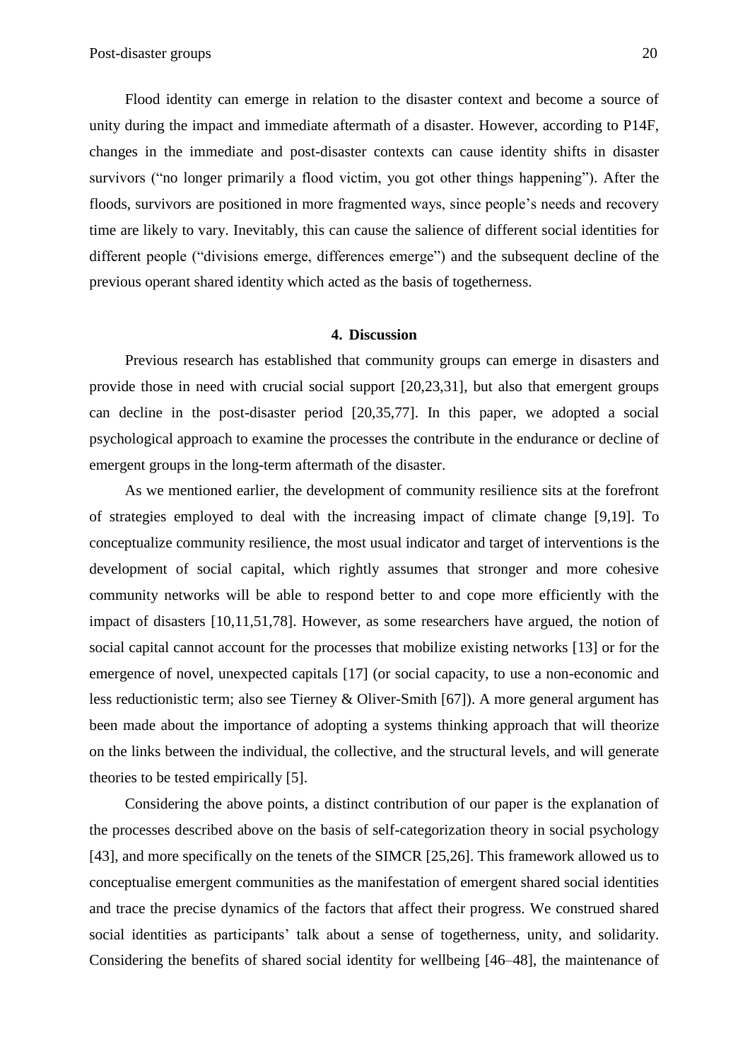Flood identity can emerge in relation to the disaster context and become a source of unity during the impact and immediate aftermath of a disaster. However, according to P14F, changes in the immediate and post-disaster contexts can cause identity shifts in disaster survivors ("no longer primarily a flood victim, you got other things happening"). After the floods, survivors are positioned in more fragmented ways, since people's needs and recovery time are likely to vary. Inevitably, this can cause the salience of different social identities for different people ("divisions emerge, differences emerge") and the subsequent decline of the previous operant shared identity which acted as the basis of togetherness.

## 4. Discussion

Previous research has established that community groups can emerge in disasters and provide those in need with crucial social support [20,23,31], but also that emergent groups can decline in the post-disaster period [20,35,77]. In this paper, we adopted a social psychological approach to examine the processes the contribute in the endurance or decline of emergent groups in the long-term aftermath of the disaster.

As we mentioned earlier, the development of community resilience sits at the forefront of strategies employed to deal with the increasing impact of climate change [9,19]. To conceptualize community resilience, the most usual indicator and target of interventions is the development of social capital, which rightly assumes that stronger and more cohesive community networks will be able to respond better to and cope more efficiently with the impact of disasters [10,11,51,78]. However, as some researchers have argued, the notion of social capital cannot account for the processes that mobilize existing networks [13] or for the emergence of novel, unexpected capitals [17] (or social capacity, to use a non-economic and less reductionistic term; also see Tierney & Oliver-Smith [67]). A more general argument has been made about the importance of adopting a systems thinking approach that will theorize on the links between the individual, the collective, and the structural levels, and will generate theories to be tested empirically [5].

Considering the above points, a distinct contribution of our paper is the explanation of the processes described above on the basis of self-categorization theory in social psychology [43], and more specifically on the tenets of the SIMCR [25,26]. This framework allowed us to conceptualise emergent communities as the manifestation of emergent shared social identities and trace the precise dynamics of the factors that affect their progress. We construed shared social identities as participants' talk about a sense of togetherness, unity, and solidarity. Considering the benefits of shared social identity for wellbeing [46–48], the maintenance of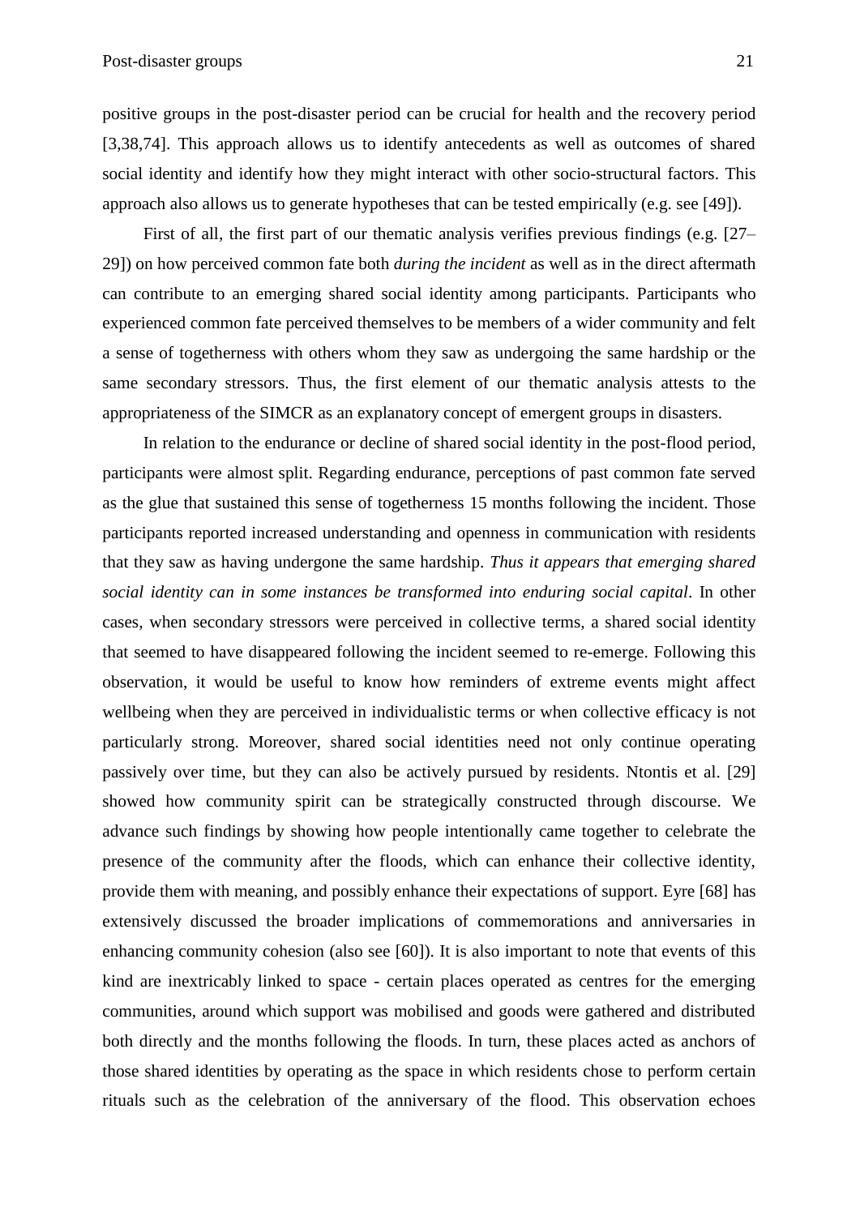positive groups in the post-disaster period can be crucial for health and the recovery period [3,38,74]. This approach allows us to identify antecedents as well as outcomes of shared social identity and identify how they might interact with other socio-structural factors. This approach also allows us to generate hypotheses that can be tested empirically (e.g. see [49]).

First of all, the first part of our thematic analysis verifies previous findings (e.g. [27–29]) on how perceived common fate both *during the incident* as well as in the direct aftermath can contribute to an emerging shared social identity among participants. Participants who experienced common fate perceived themselves to be members of a wider community and felt a sense of togetherness with others whom they saw as undergoing the same hardship or the same secondary stressors. Thus, the first element of our thematic analysis attests to the appropriateness of the SIMCR as an explanatory concept of emergent groups in disasters.

In relation to the endurance or decline of shared social identity in the post-flood period, participants were almost split. Regarding endurance, perceptions of past common fate served as the glue that sustained this sense of togetherness 15 months following the incident. Those participants reported increased understanding and openness in communication with residents that they saw as having undergone the same hardship. *Thus it appears that emerging shared social identity can in some instances be transformed into enduring social capital*. In other cases, when secondary stressors were perceived in collective terms, a shared social identity that seemed to have disappeared following the incident seemed to re-emerge. Following this observation, it would be useful to know how reminders of extreme events might affect wellbeing when they are perceived in individualistic terms or when collective efficacy is not particularly strong. Moreover, shared social identities need not only continue operating passively over time, but they can also be actively pursued by residents. Ntontis et al. [29] showed how community spirit can be strategically constructed through discourse. We advance such findings by showing how people intentionally came together to celebrate the presence of the community after the floods, which can enhance their collective identity, provide them with meaning, and possibly enhance their expectations of support. Eyre [68] has extensively discussed the broader implications of commemorations and anniversaries in enhancing community cohesion (also see [60]). It is also important to note that events of this kind are inextricably linked to space - certain places operated as centres for the emerging communities, around which support was mobilised and goods were gathered and distributed both directly and the months following the floods. In turn, these places acted as anchors of those shared identities by operating as the space in which residents chose to perform certain rituals such as the celebration of the anniversary of the flood. This observation echoes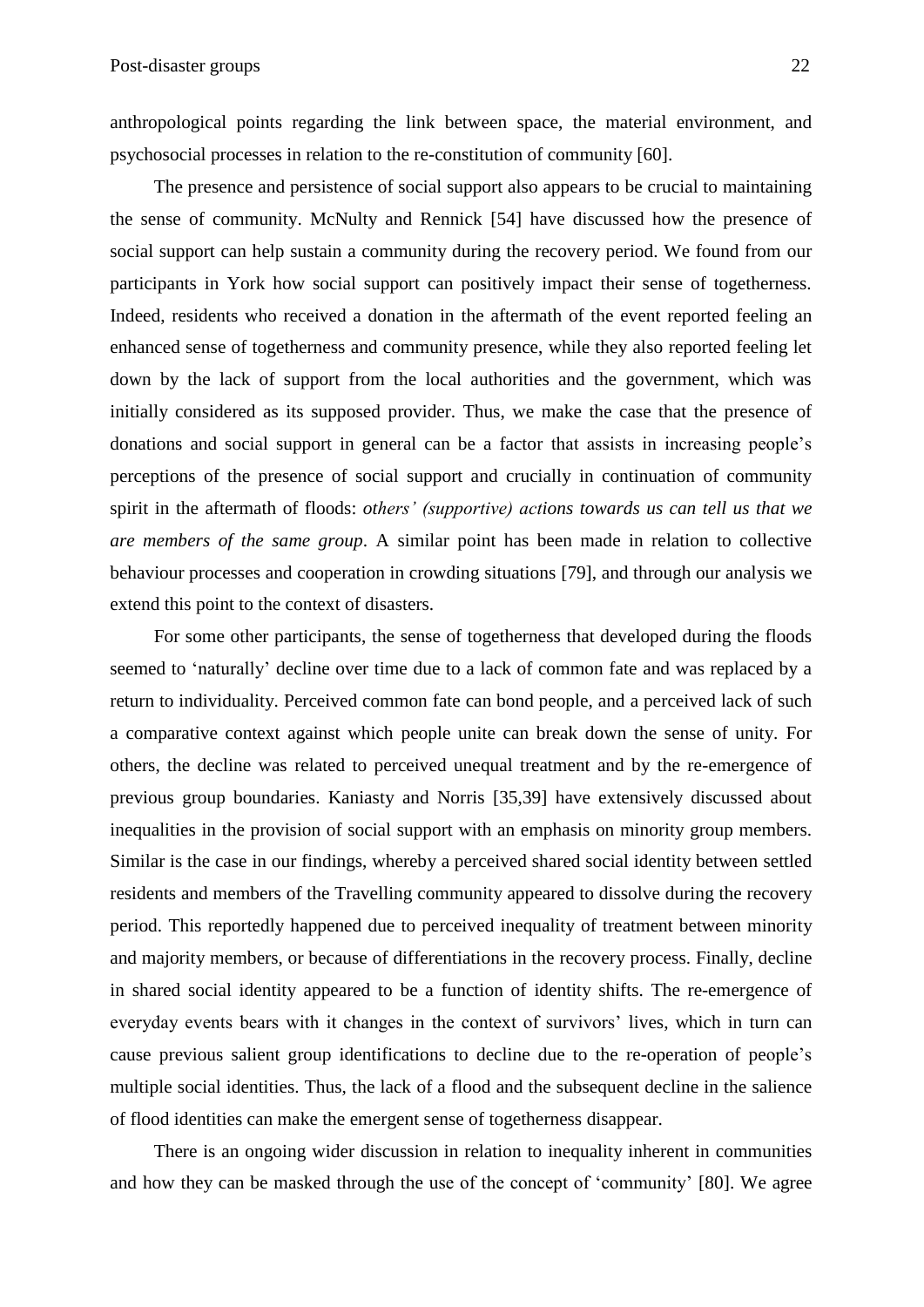anthropological points regarding the link between space, the material environment, and psychosocial processes in relation to the re-constitution of community [60].

The presence and persistence of social support also appears to be crucial to maintaining the sense of community. McNulty and Rennick [54] have discussed how the presence of social support can help sustain a community during the recovery period. We found from our participants in York how social support can positively impact their sense of togetherness. Indeed, residents who received a donation in the aftermath of the event reported feeling an enhanced sense of togetherness and community presence, while they also reported feeling let down by the lack of support from the local authorities and the government, which was initially considered as its supposed provider. Thus, we make the case that the presence of donations and social support in general can be a factor that assists in increasing people's perceptions of the presence of social support and crucially in continuation of community spirit in the aftermath of floods: *others' (supportive) actions towards us can tell us that we are members of the same group*. A similar point has been made in relation to collective behaviour processes and cooperation in crowding situations [79], and through our analysis we extend this point to the context of disasters.

For some other participants, the sense of togetherness that developed during the floods seemed to 'naturally' decline over time due to a lack of common fate and was replaced by a return to individuality. Perceived common fate can bond people, and a perceived lack of such a comparative context against which people unite can break down the sense of unity. For others, the decline was related to perceived unequal treatment and by the re-emergence of previous group boundaries. Kaniasty and Norris [35,39] have extensively discussed about inequalities in the provision of social support with an emphasis on minority group members. Similar is the case in our findings, whereby a perceived shared social identity between settled residents and members of the Travelling community appeared to dissolve during the recovery period. This reportedly happened due to perceived inequality of treatment between minority and majority members, or because of differentiations in the recovery process. Finally, decline in shared social identity appeared to be a function of identity shifts. The re-emergence of everyday events bears with it changes in the context of survivors' lives, which in turn can cause previous salient group identifications to decline due to the re-operation of people's multiple social identities. Thus, the lack of a flood and the subsequent decline in the salience of flood identities can make the emergent sense of togetherness disappear.

There is an ongoing wider discussion in relation to inequality inherent in communities and how they can be masked through the use of the concept of 'community' [80]. We agree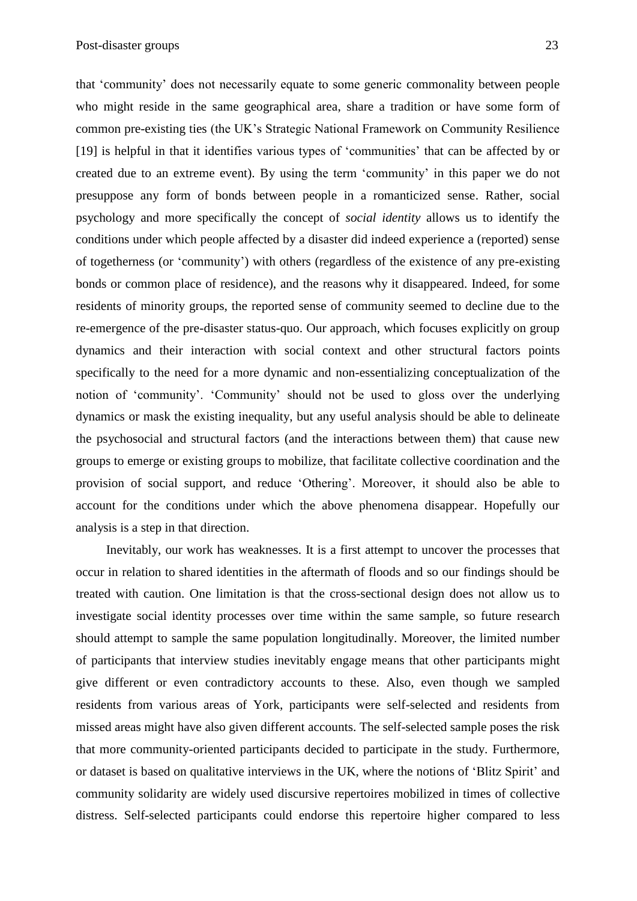that 'community' does not necessarily equate to some generic commonality between people who might reside in the same geographical area, share a tradition or have some form of common pre-existing ties (the UK's Strategic National Framework on Community Resilience [19] is helpful in that it identifies various types of 'communities' that can be affected by or created due to an extreme event). By using the term 'community' in this paper we do not presuppose any form of bonds between people in a romanticized sense. Rather, social psychology and more specifically the concept of *social identity* allows us to identify the conditions under which people affected by a disaster did indeed experience a (reported) sense of togetherness (or 'community') with others (regardless of the existence of any pre-existing bonds or common place of residence), and the reasons why it disappeared. Indeed, for some residents of minority groups, the reported sense of community seemed to decline due to the re-emergence of the pre-disaster status-quo. Our approach, which focuses explicitly on group dynamics and their interaction with social context and other structural factors points specifically to the need for a more dynamic and non-essentializing conceptualization of the notion of 'community'. 'Community' should not be used to gloss over the underlying dynamics or mask the existing inequality, but any useful analysis should be able to delineate the psychosocial and structural factors (and the interactions between them) that cause new groups to emerge or existing groups to mobilize, that facilitate collective coordination and the provision of social support, and reduce 'Othering'. Moreover, it should also be able to account for the conditions under which the above phenomena disappear. Hopefully our analysis is a step in that direction.

Inevitably, our work has weaknesses. It is a first attempt to uncover the processes that occur in relation to shared identities in the aftermath of floods and so our findings should be treated with caution. One limitation is that the cross-sectional design does not allow us to investigate social identity processes over time within the same sample, so future research should attempt to sample the same population longitudinally. Moreover, the limited number of participants that interview studies inevitably engage means that other participants might give different or even contradictory accounts to these. Also, even though we sampled residents from various areas of York, participants were self-selected and residents from missed areas might have also given different accounts. The self-selected sample poses the risk that more community-oriented participants decided to participate in the study. Furthermore, or dataset is based on qualitative interviews in the UK, where the notions of 'Blitz Spirit' and community solidarity are widely used discursive repertoires mobilized in times of collective distress. Self-selected participants could endorse this repertoire higher compared to less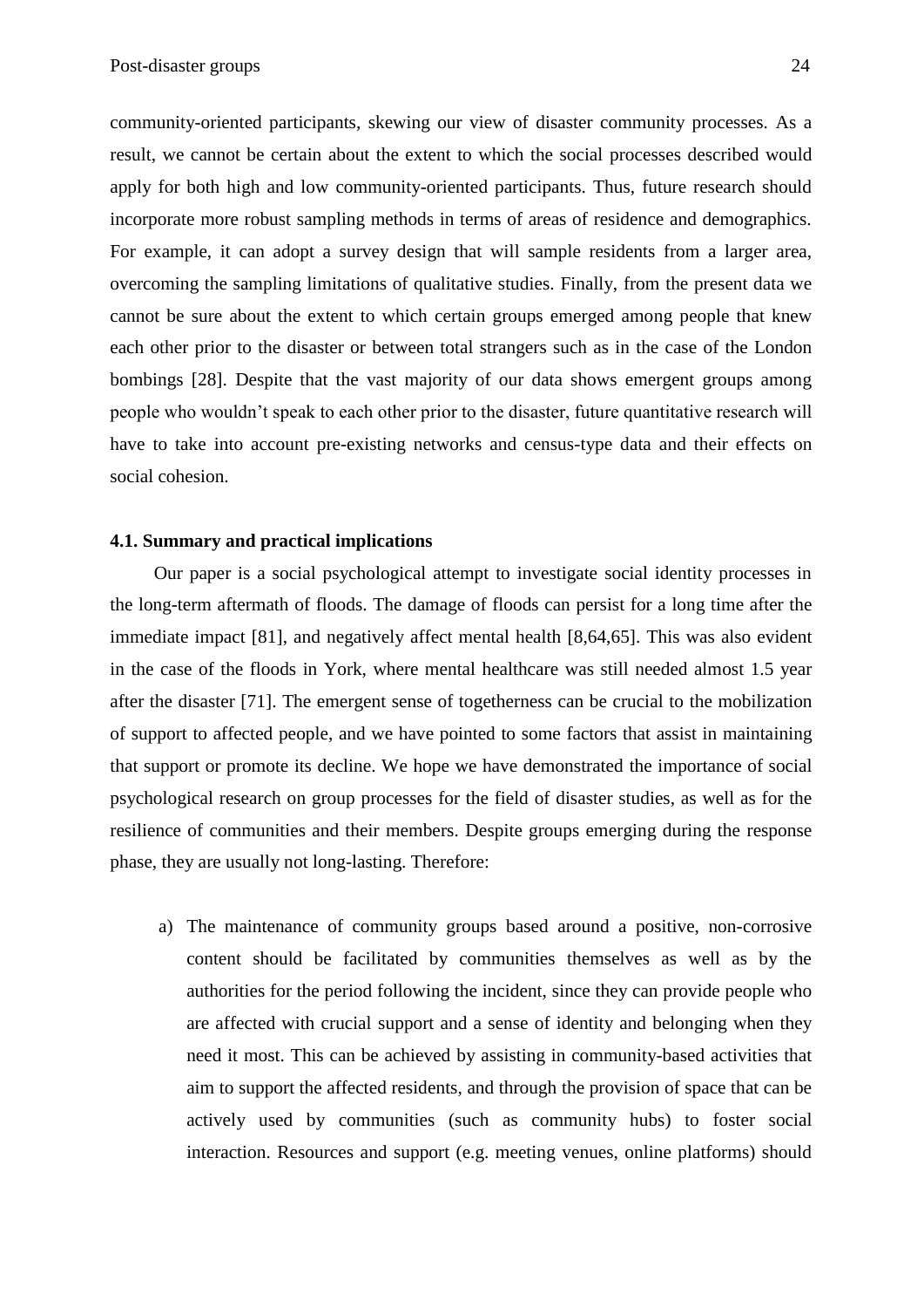community-oriented participants, skewing our view of disaster community processes. As a result, we cannot be certain about the extent to which the social processes described would apply for both high and low community-oriented participants. Thus, future research should incorporate more robust sampling methods in terms of areas of residence and demographics. For example, it can adopt a survey design that will sample residents from a larger area, overcoming the sampling limitations of qualitative studies. Finally, from the present data we cannot be sure about the extent to which certain groups emerged among people that knew each other prior to the disaster or between total strangers such as in the case of the London bombings [28]. Despite that the vast majority of our data shows emergent groups among people who wouldn't speak to each other prior to the disaster, future quantitative research will have to take into account pre-existing networks and census-type data and their effects on social cohesion.

### 4.1. Summary and practical implications

Our paper is a social psychological attempt to investigate social identity processes in the long-term aftermath of floods. The damage of floods can persist for a long time after the immediate impact [81], and negatively affect mental health [8,64,65]. This was also evident in the case of the floods in York, where mental healthcare was still needed almost 1.5 year after the disaster [71]. The emergent sense of togetherness can be crucial to the mobilization of support to affected people, and we have pointed to some factors that assist in maintaining that support or promote its decline. We hope we have demonstrated the importance of social psychological research on group processes for the field of disaster studies, as well as for the resilience of communities and their members. Despite groups emerging during the response phase, they are usually not long-lasting. Therefore:

a) The maintenance of community groups based around a positive, non-corrosive content should be facilitated by communities themselves as well as by the authorities for the period following the incident, since they can provide people who are affected with crucial support and a sense of identity and belonging when they need it most. This can be achieved by assisting in community-based activities that aim to support the affected residents, and through the provision of space that can be actively used by communities (such as community hubs) to foster social interaction. Resources and support (e.g. meeting venues, online platforms) should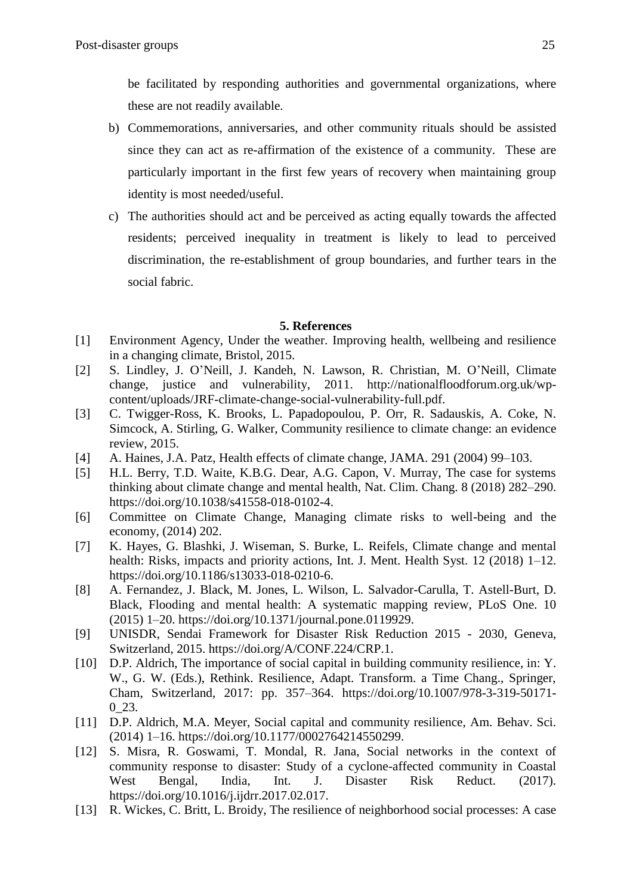be facilitated by responding authorities and governmental organizations, where these are not readily available.

b) Commemorations, anniversaries, and other community rituals should be assisted since they can act as re-affirmation of the existence of a community. These are particularly important in the first few years of recovery when maintaining group identity is most needed/useful.

c) The authorities should act and be perceived as acting equally towards the affected residents; perceived inequality in treatment is likely to lead to perceived discrimination, the re-establishment of group boundaries, and further tears in the social fabric.

## 5. References

[1] Environment Agency, Under the weather. Improving health, wellbeing and resilience in a changing climate, Bristol, 2015.

[2] S. Lindley, J. O'Neill, J. Kandeh, N. Lawson, R. Christian, M. O'Neill, Climate change, justice and vulnerability, 2011. http://nationalfloodforum.org.uk/wp-content/uploads/JRF-climate-change-social-vulnerability-full.pdf.

[3] C. Twigger-Ross, K. Brooks, L. Papadopoulou, P. Orr, R. Sadauskis, A. Coke, N. Simcock, A. Stirling, G. Walker, Community resilience to climate change: an evidence review, 2015.

[4] A. Haines, J.A. Patz, Health effects of climate change, JAMA. 291 (2004) 99–103.

[5] H.L. Berry, T.D. Waite, K.B.G. Dear, A.G. Capon, V. Murray, The case for systems thinking about climate change and mental health, Nat. Clim. Chang. 8 (2018) 282–290. https://doi.org/10.1038/s41558-018-0102-4.

[6] Committee on Climate Change, Managing climate risks to well-being and the economy, (2014) 202.

[7] K. Hayes, G. Blashki, J. Wiseman, S. Burke, L. Reifels, Climate change and mental health: Risks, impacts and priority actions, Int. J. Ment. Health Syst. 12 (2018) 1–12. https://doi.org/10.1186/s13033-018-0210-6.

[8] A. Fernandez, J. Black, M. Jones, L. Wilson, L. Salvador-Carulla, T. Astell-Burt, D. Black, Flooding and mental health: A systematic mapping review, PLoS One. 10 (2015) 1–20. https://doi.org/10.1371/journal.pone.0119929.

[9] UNISDR, Sendai Framework for Disaster Risk Reduction 2015 - 2030, Geneva, Switzerland, 2015. https://doi.org/A/CONF.224/CRP.1.

[10] D.P. Aldrich, The importance of social capital in building community resilience, in: Y. W., G. W. (Eds.), Rethink. Resilience, Adapt. Transform. a Time Chang., Springer, Cham, Switzerland, 2017: pp. 357–364. https://doi.org/10.1007/978-3-319-50171-0_23.

[11] D.P. Aldrich, M.A. Meyer, Social capital and community resilience, Am. Behav. Sci. (2014) 1–16. https://doi.org/10.1177/0002764214550299.

[12] S. Misra, R. Goswami, T. Mondal, R. Jana, Social networks in the context of community response to disaster: Study of a cyclone-affected community in Coastal West Bengal, India, Int. J. Disaster Risk Reduct. (2017). https://doi.org/10.1016/j.ijdrr.2017.02.017.

[13] R. Wickes, C. Britt, L. Broidy, The resilience of neighborhood social processes: A case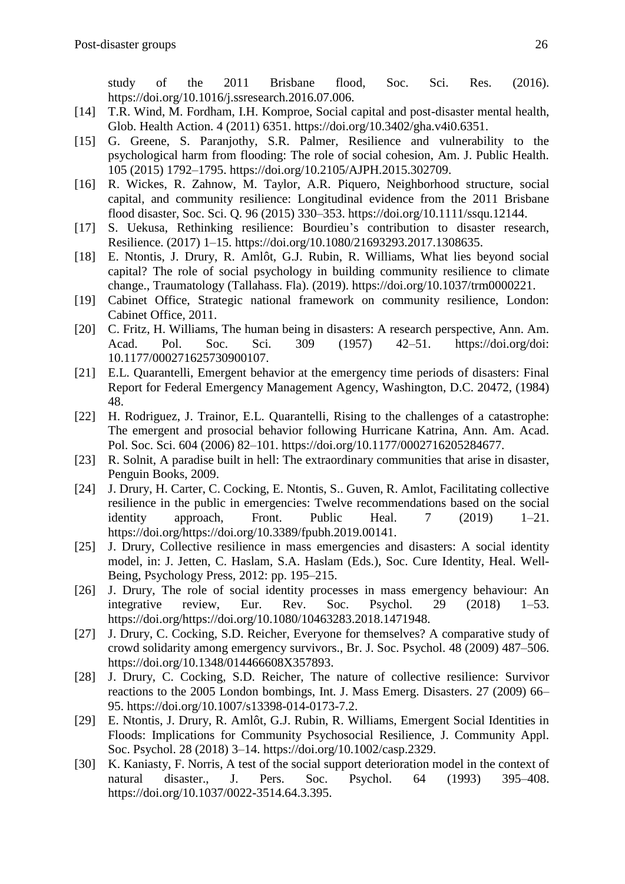study of the 2011 Brisbane flood, Soc. Sci. Res. (2016). https://doi.org/10.1016/j.ssresearch.2016.07.006.

[14] T.R. Wind, M. Fordham, I.H. Komproe, Social capital and post-disaster mental health, Glob. Health Action. 4 (2011) 6351. https://doi.org/10.3402/gha.v4i0.6351.

[15] G. Greene, S. Paranjothy, S.R. Palmer, Resilience and vulnerability to the psychological harm from flooding: The role of social cohesion, Am. J. Public Health. 105 (2015) 1792–1795. https://doi.org/10.2105/AJPH.2015.302709.

[16] R. Wickes, R. Zahnow, M. Taylor, A.R. Piquero, Neighborhood structure, social capital, and community resilience: Longitudinal evidence from the 2011 Brisbane flood disaster, Soc. Sci. Q. 96 (2015) 330–353. https://doi.org/10.1111/ssqu.12144.

[17] S. Uekusa, Rethinking resilience: Bourdieu's contribution to disaster research, Resilience. (2017) 1–15. https://doi.org/10.1080/21693293.2017.1308635.

[18] E. Ntontis, J. Drury, R. Amlôt, G.J. Rubin, R. Williams, What lies beyond social capital? The role of social psychology in building community resilience to climate change., Traumatology (Tallahass. Fla). (2019). https://doi.org/10.1037/trm0000221.

[19] Cabinet Office, Strategic national framework on community resilience, London: Cabinet Office, 2011.

[20] C. Fritz, H. Williams, The human being in disasters: A research perspective, Ann. Am. Acad. Pol. Soc. Sci. 309 (1957) 42–51. https://doi.org/doi: 10.1177/000271625730900107.

[21] E.L. Quarantelli, Emergent behavior at the emergency time periods of disasters: Final Report for Federal Emergency Management Agency, Washington, D.C. 20472, (1984) 48.

[22] H. Rodriguez, J. Trainor, E.L. Quarantelli, Rising to the challenges of a catastrophe: The emergent and prosocial behavior following Hurricane Katrina, Ann. Am. Acad. Pol. Soc. Sci. 604 (2006) 82–101. https://doi.org/10.1177/0002716205284677.

[23] R. Solnit, A paradise built in hell: The extraordinary communities that arise in disaster, Penguin Books, 2009.

[24] J. Drury, H. Carter, C. Cocking, E. Ntontis, S.. Guven, R. Amlot, Facilitating collective resilience in the public in emergencies: Twelve recommendations based on the social identity approach, Front. Public Heal. 7 (2019) 1–21. https://doi.org/https://doi.org/10.3389/fpubh.2019.00141.

[25] J. Drury, Collective resilience in mass emergencies and disasters: A social identity model, in: J. Jetten, C. Haslam, S.A. Haslam (Eds.), Soc. Cure Identity, Heal. Well-Being, Psychology Press, 2012: pp. 195–215.

[26] J. Drury, The role of social identity processes in mass emergency behaviour: An integrative review, Eur. Rev. Soc. Psychol. 29 (2018) 1–53. https://doi.org/https://doi.org/10.1080/10463283.2018.1471948.

[27] J. Drury, C. Cocking, S.D. Reicher, Everyone for themselves? A comparative study of crowd solidarity among emergency survivors., Br. J. Soc. Psychol. 48 (2009) 487–506. https://doi.org/10.1348/014466608X357893.

[28] J. Drury, C. Cocking, S.D. Reicher, The nature of collective resilience: Survivor reactions to the 2005 London bombings, Int. J. Mass Emerg. Disasters. 27 (2009) 66–95. https://doi.org/10.1007/s13398-014-0173-7.2.

[29] E. Ntontis, J. Drury, R. Amlôt, G.J. Rubin, R. Williams, Emergent Social Identities in Floods: Implications for Community Psychosocial Resilience, J. Community Appl. Soc. Psychol. 28 (2018) 3–14. https://doi.org/10.1002/casp.2329.

[30] K. Kaniasty, F. Norris, A test of the social support deterioration model in the context of natural disaster., J. Pers. Soc. Psychol. 64 (1993) 395–408. https://doi.org/10.1037/0022-3514.64.3.395.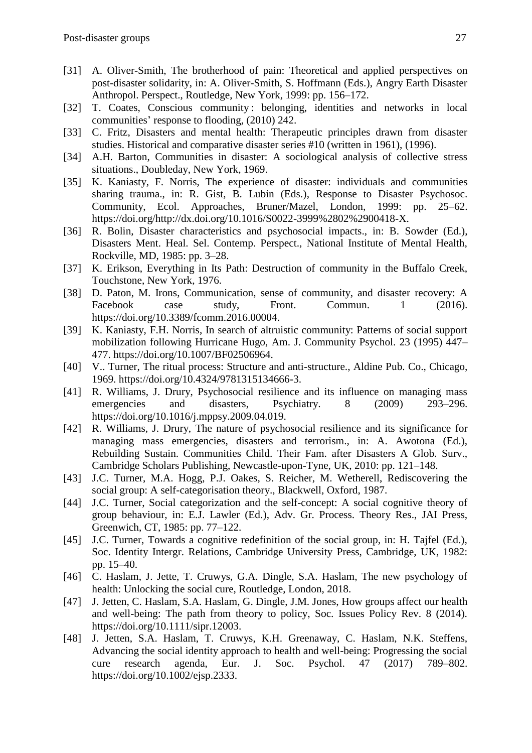[31] A. Oliver-Smith, The brotherhood of pain: Theoretical and applied perspectives on post-disaster solidarity, in: A. Oliver-Smith, S. Hoffmann (Eds.), Angry Earth Disaster Anthropol. Perspect., Routledge, New York, 1999: pp. 156–172.

[32] T. Coates, Conscious community : belonging, identities and networks in local communities' response to flooding, (2010) 242.

[33] C. Fritz, Disasters and mental health: Therapeutic principles drawn from disaster studies. Historical and comparative disaster series #10 (written in 1961), (1996).

[34] A.H. Barton, Communities in disaster: A sociological analysis of collective stress situations., Doubleday, New York, 1969.

[35] K. Kaniasty, F. Norris, The experience of disaster: individuals and communities sharing trauma., in: R. Gist, B. Lubin (Eds.), Response to Disaster Psychosoc. Community, Ecol. Approaches, Bruner/Mazel, London, 1999: pp. 25–62. https://doi.org/http://dx.doi.org/10.1016/S0022-3999%2802%2900418-X.

[36] R. Bolin, Disaster characteristics and psychosocial impacts., in: B. Sowder (Ed.), Disasters Ment. Heal. Sel. Contemp. Perspect., National Institute of Mental Health, Rockville, MD, 1985: pp. 3–28.

[37] K. Erikson, Everything in Its Path: Destruction of community in the Buffalo Creek, Touchstone, New York, 1976.

[38] D. Paton, M. Irons, Communication, sense of community, and disaster recovery: A Facebook case study, Front. Commun. 1 (2016). https://doi.org/10.3389/fcomm.2016.00004.

[39] K. Kaniasty, F.H. Norris, In search of altruistic community: Patterns of social support mobilization following Hurricane Hugo, Am. J. Community Psychol. 23 (1995) 447–477. https://doi.org/10.1007/BF02506964.

[40] V.. Turner, The ritual process: Structure and anti-structure., Aldine Pub. Co., Chicago, 1969. https://doi.org/10.4324/9781315134666-3.

[41] R. Williams, J. Drury, Psychosocial resilience and its influence on managing mass emergencies and disasters, Psychiatry. 8 (2009) 293–296. https://doi.org/10.1016/j.mppsy.2009.04.019.

[42] R. Williams, J. Drury, The nature of psychosocial resilience and its significance for managing mass emergencies, disasters and terrorism., in: A. Awotona (Ed.), Rebuilding Sustain. Communities Child. Their Fam. after Disasters A Glob. Surv., Cambridge Scholars Publishing, Newcastle-upon-Tyne, UK, 2010: pp. 121–148.

[43] J.C. Turner, M.A. Hogg, P.J. Oakes, S. Reicher, M. Wetherell, Rediscovering the social group: A self-categorisation theory., Blackwell, Oxford, 1987.

[44] J.C. Turner, Social categorization and the self-concept: A social cognitive theory of group behaviour, in: E.J. Lawler (Ed.), Adv. Gr. Process. Theory Res., JAI Press, Greenwich, CT, 1985: pp. 77–122.

[45] J.C. Turner, Towards a cognitive redefinition of the social group, in: H. Tajfel (Ed.), Soc. Identity Intergr. Relations, Cambridge University Press, Cambridge, UK, 1982: pp. 15–40.

[46] C. Haslam, J. Jette, T. Cruwys, G.A. Dingle, S.A. Haslam, The new psychology of health: Unlocking the social cure, Routledge, London, 2018.

[47] J. Jetten, C. Haslam, S.A. Haslam, G. Dingle, J.M. Jones, How groups affect our health and well-being: The path from theory to policy, Soc. Issues Policy Rev. 8 (2014). https://doi.org/10.1111/sipr.12003.

[48] J. Jetten, S.A. Haslam, T. Cruwys, K.H. Greenaway, C. Haslam, N.K. Steffens, Advancing the social identity approach to health and well-being: Progressing the social cure research agenda, Eur. J. Soc. Psychol. 47 (2017) 789–802. https://doi.org/10.1002/ejsp.2333.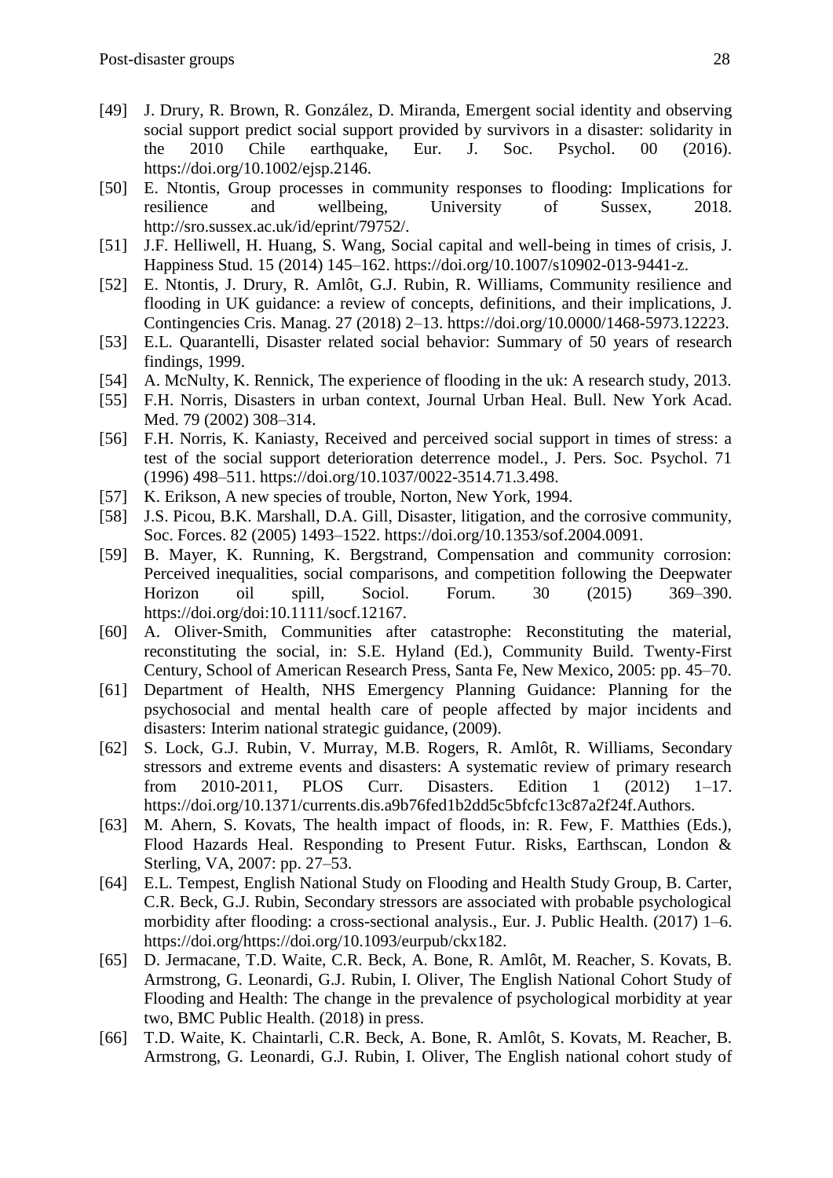[49] J. Drury, R. Brown, R. González, D. Miranda, Emergent social identity and observing social support predict social support provided by survivors in a disaster: solidarity in the 2010 Chile earthquake, Eur. J. Soc. Psychol. 00 (2016). https://doi.org/10.1002/ejsp.2146.

[50] E. Ntontis, Group processes in community responses to flooding: Implications for resilience and wellbeing, University of Sussex, 2018. http://sro.sussex.ac.uk/id/eprint/79752/.

[51] J.F. Helliwell, H. Huang, S. Wang, Social capital and well-being in times of crisis, J. Happiness Stud. 15 (2014) 145–162. https://doi.org/10.1007/s10902-013-9441-z.

[52] E. Ntontis, J. Drury, R. Amlôt, G.J. Rubin, R. Williams, Community resilience and flooding in UK guidance: a review of concepts, definitions, and their implications, J. Contingencies Cris. Manag. 27 (2018) 2–13. https://doi.org/10.0000/1468-5973.12223.

[53] E.L. Quarantelli, Disaster related social behavior: Summary of 50 years of research findings, 1999.

[54] A. McNulty, K. Rennick, The experience of flooding in the uk: A research study, 2013.

[55] F.H. Norris, Disasters in urban context, Journal Urban Heal. Bull. New York Acad. Med. 79 (2002) 308–314.

[56] F.H. Norris, K. Kaniasty, Received and perceived social support in times of stress: a test of the social support deterioration deterrence model., J. Pers. Soc. Psychol. 71 (1996) 498–511. https://doi.org/10.1037/0022-3514.71.3.498.

[57] K. Erikson, A new species of trouble, Norton, New York, 1994.

[58] J.S. Picou, B.K. Marshall, D.A. Gill, Disaster, litigation, and the corrosive community, Soc. Forces. 82 (2005) 1493–1522. https://doi.org/10.1353/sof.2004.0091.

[59] B. Mayer, K. Running, K. Bergstrand, Compensation and community corrosion: Perceived inequalities, social comparisons, and competition following the Deepwater Horizon oil spill, Sociol. Forum. 30 (2015) 369–390. https://doi.org/doi:10.1111/socf.12167.

[60] A. Oliver-Smith, Communities after catastrophe: Reconstituting the material, reconstituting the social, in: S.E. Hyland (Ed.), Community Build. Twenty-First Century, School of American Research Press, Santa Fe, New Mexico, 2005: pp. 45–70.

[61] Department of Health, NHS Emergency Planning Guidance: Planning for the psychosocial and mental health care of people affected by major incidents and disasters: Interim national strategic guidance, (2009).

[62] S. Lock, G.J. Rubin, V. Murray, M.B. Rogers, R. Amlôt, R. Williams, Secondary stressors and extreme events and disasters: A systematic review of primary research from 2010-2011, PLOS Curr. Disasters. Edition 1 (2012) 1–17. https://doi.org/10.1371/currents.dis.a9b76fed1b2dd5c5bfcfc13c87a2f24f.Authors.

[63] M. Ahern, S. Kovats, The health impact of floods, in: R. Few, F. Matthies (Eds.), Flood Hazards Heal. Responding to Present Futur. Risks, Earthscan, London & Sterling, VA, 2007: pp. 27–53.

[64] E.L. Tempest, English National Study on Flooding and Health Study Group, B. Carter, C.R. Beck, G.J. Rubin, Secondary stressors are associated with probable psychological morbidity after flooding: a cross-sectional analysis., Eur. J. Public Health. (2017) 1–6. https://doi.org/https://doi.org/10.1093/eurpub/ckx182.

[65] D. Jermacane, T.D. Waite, C.R. Beck, A. Bone, R. Amlôt, M. Reacher, S. Kovats, B. Armstrong, G. Leonardi, G.J. Rubin, I. Oliver, The English National Cohort Study of Flooding and Health: The change in the prevalence of psychological morbidity at year two, BMC Public Health. (2018) in press.

[66] T.D. Waite, K. Chaintarli, C.R. Beck, A. Bone, R. Amlôt, S. Kovats, M. Reacher, B. Armstrong, G. Leonardi, G.J. Rubin, I. Oliver, The English national cohort study of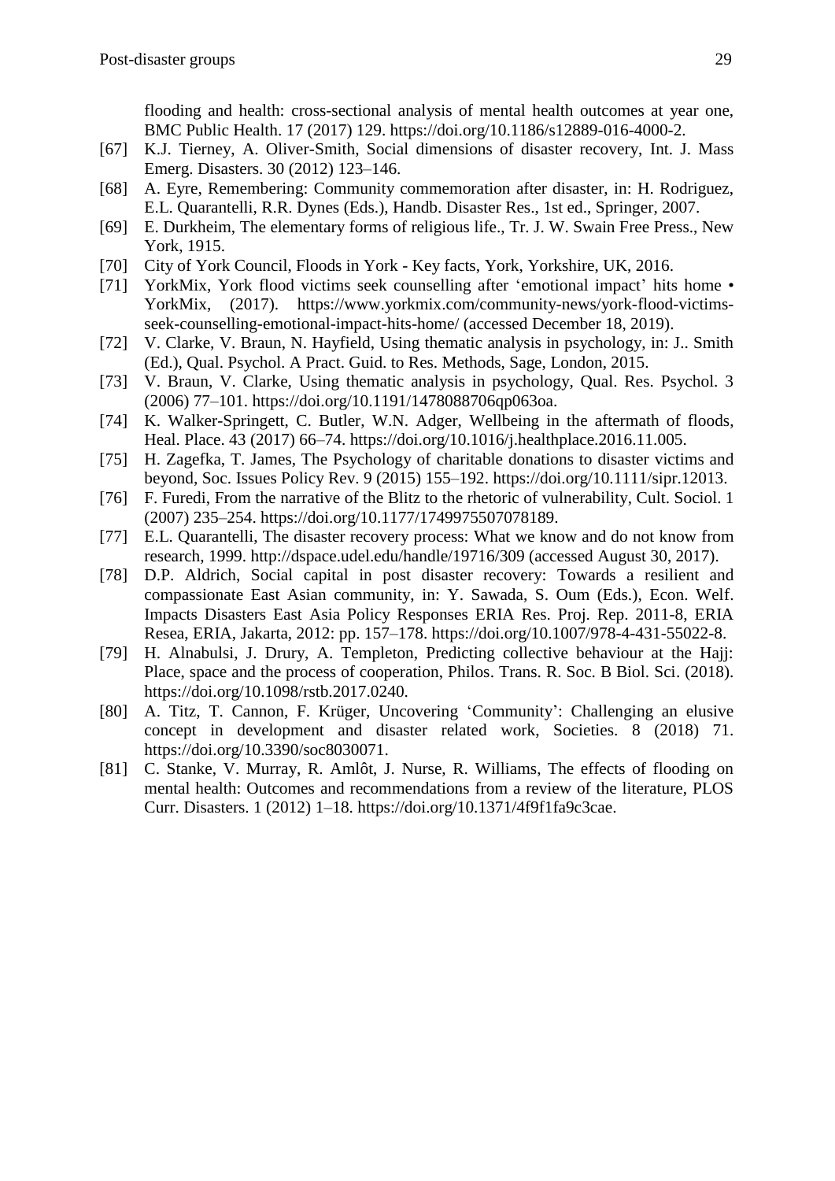flooding and health: cross-sectional analysis of mental health outcomes at year one, BMC Public Health. 17 (2017) 129. https://doi.org/10.1186/s12889-016-4000-2.

[67] K.J. Tierney, A. Oliver-Smith, Social dimensions of disaster recovery, Int. J. Mass Emerg. Disasters. 30 (2012) 123–146.

[68] A. Eyre, Remembering: Community commemoration after disaster, in: H. Rodriguez, E.L. Quarantelli, R.R. Dynes (Eds.), Handb. Disaster Res., 1st ed., Springer, 2007.

[69] E. Durkheim, The elementary forms of religious life., Tr. J. W. Swain Free Press., New York, 1915.

[70] City of York Council, Floods in York - Key facts, York, Yorkshire, UK, 2016.

[71] YorkMix, York flood victims seek counselling after 'emotional impact' hits home • YorkMix, (2017). https://www.yorkmix.com/community-news/york-flood-victims-seek-counselling-emotional-impact-hits-home/ (accessed December 18, 2019).

[72] V. Clarke, V. Braun, N. Hayfield, Using thematic analysis in psychology, in: J.. Smith (Ed.), Qual. Psychol. A Pract. Guid. to Res. Methods, Sage, London, 2015.

[73] V. Braun, V. Clarke, Using thematic analysis in psychology, Qual. Res. Psychol. 3 (2006) 77–101. https://doi.org/10.1191/1478088706qp063oa.

[74] K. Walker-Springett, C. Butler, W.N. Adger, Wellbeing in the aftermath of floods, Heal. Place. 43 (2017) 66–74. https://doi.org/10.1016/j.healthplace.2016.11.005.

[75] H. Zagefka, T. James, The Psychology of charitable donations to disaster victims and beyond, Soc. Issues Policy Rev. 9 (2015) 155–192. https://doi.org/10.1111/sipr.12013.

[76] F. Furedi, From the narrative of the Blitz to the rhetoric of vulnerability, Cult. Sociol. 1 (2007) 235–254. https://doi.org/10.1177/1749975507078189.

[77] E.L. Quarantelli, The disaster recovery process: What we know and do not know from research, 1999. http://dspace.udel.edu/handle/19716/309 (accessed August 30, 2017).

[78] D.P. Aldrich, Social capital in post disaster recovery: Towards a resilient and compassionate East Asian community, in: Y. Sawada, S. Oum (Eds.), Econ. Welf. Impacts Disasters East Asia Policy Responses ERIA Res. Proj. Rep. 2011-8, ERIA Resea, ERIA, Jakarta, 2012: pp. 157–178. https://doi.org/10.1007/978-4-431-55022-8.

[79] H. Alnabulsi, J. Drury, A. Templeton, Predicting collective behaviour at the Hajj: Place, space and the process of cooperation, Philos. Trans. R. Soc. B Biol. Sci. (2018). https://doi.org/10.1098/rstb.2017.0240.

[80] A. Titz, T. Cannon, F. Krüger, Uncovering 'Community': Challenging an elusive concept in development and disaster related work, Societies. 8 (2018) 71. https://doi.org/10.3390/soc8030071.

[81] C. Stanke, V. Murray, R. Amlôt, J. Nurse, R. Williams, The effects of flooding on mental health: Outcomes and recommendations from a review of the literature, PLOS Curr. Disasters. 1 (2012) 1–18. https://doi.org/10.1371/4f9f1fa9c3cae.